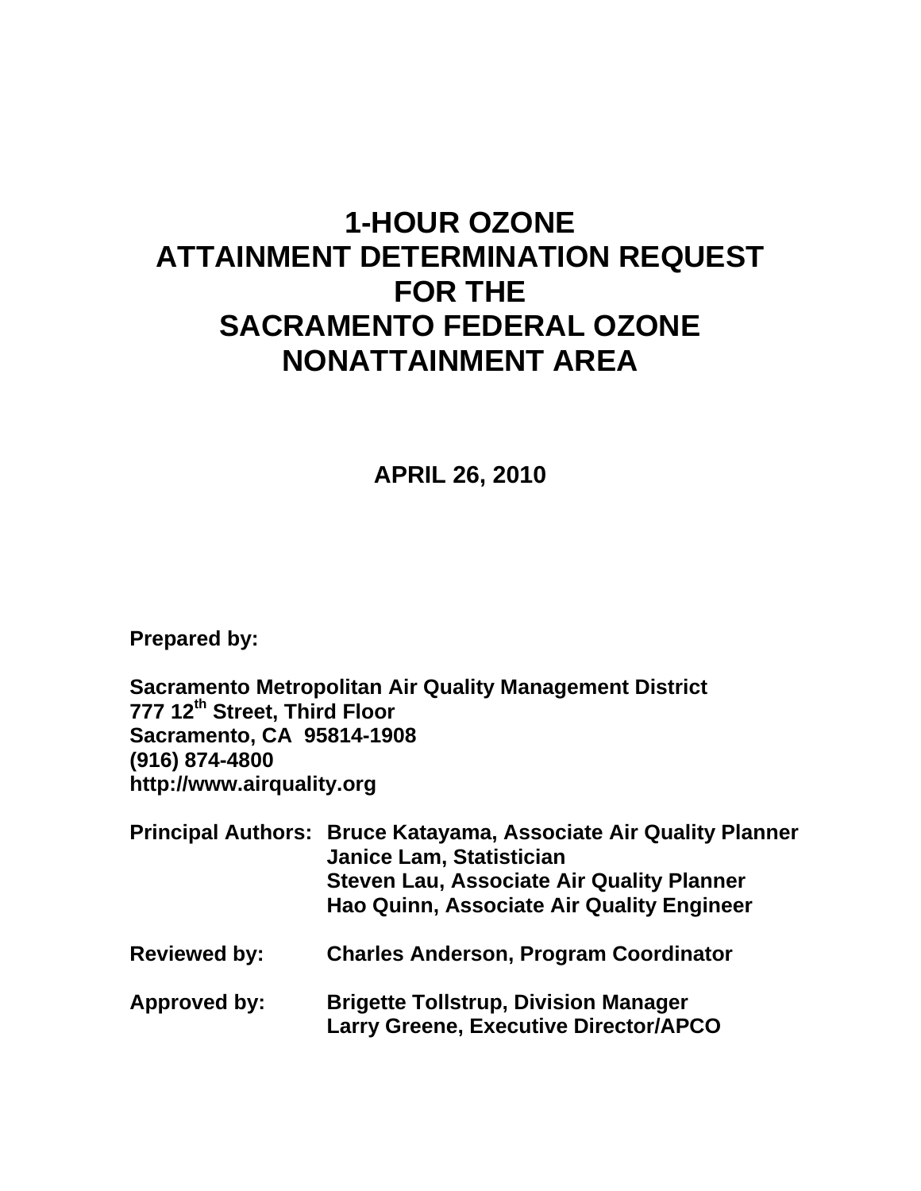# 1-HOUR OZONE ATTAINMENT DETERMINATION REQUEST FOR THE SACRAMENTO FEDERAL OZONE NONATTAINMENT AREA

**APRIL 26, 2010**

**Prepared by:**

**Sacramento Metropolitan Air Quality Management District**
**777 12th Street, Third Floor**
**Sacramento, CA 95814-1908**
**(916) 874-4800**
**http://www.airquality.org**

| | |
|---|---|
| **Principal Authors:** | **Bruce Katayama, Associate Air Quality Planner** |
| | **Janice Lam, Statistician** |
| | **Steven Lau, Associate Air Quality Planner** |
| | **Hao Quinn, Associate Air Quality Engineer** |
| **Reviewed by:** | **Charles Anderson, Program Coordinator** |
| **Approved by:** | **Brigette Tollstrup, Division Manager** |
| | **Larry Greene, Executive Director/APCO** |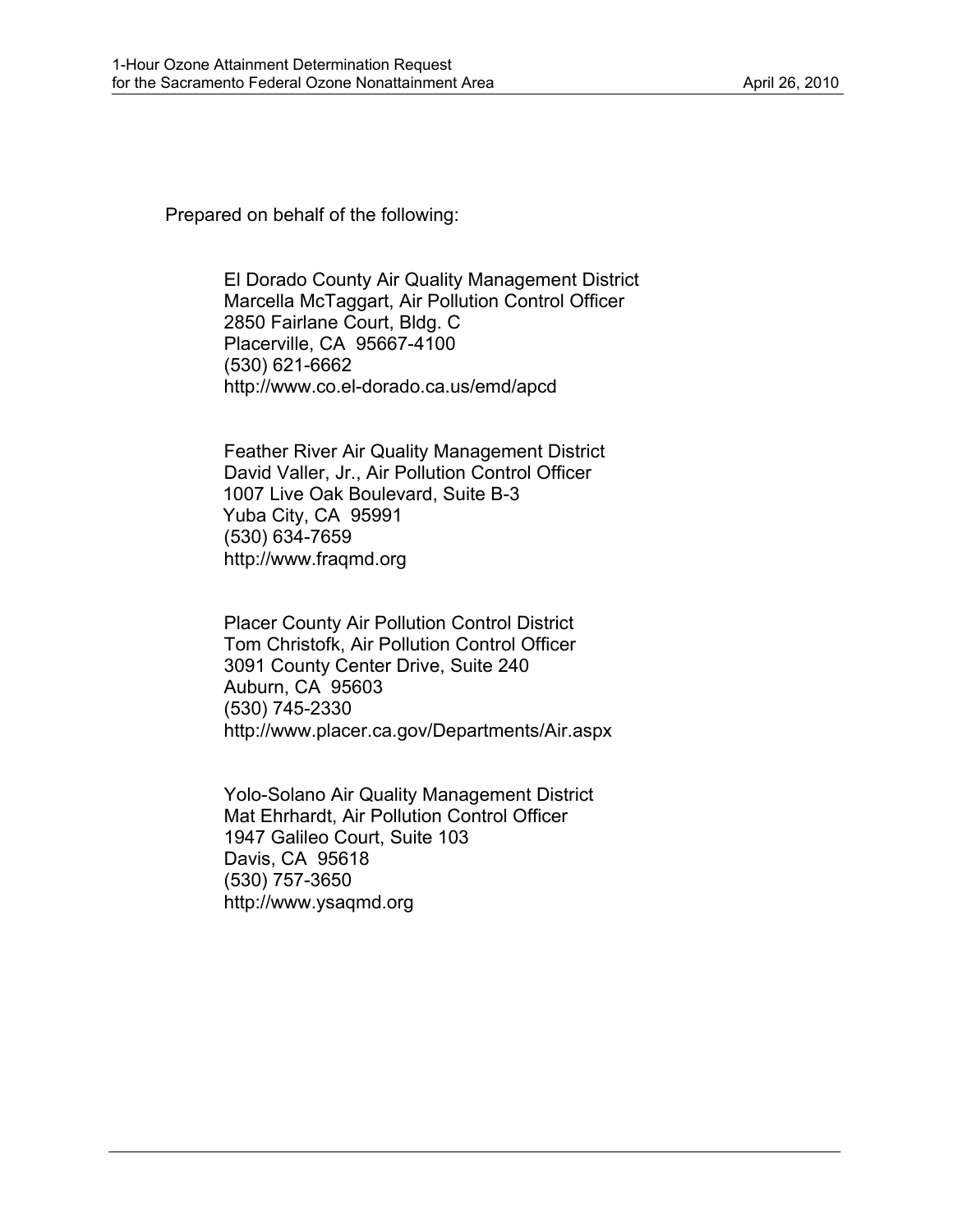Prepared on behalf of the following:

El Dorado County Air Quality Management District
Marcella McTaggart, Air Pollution Control Officer
2850 Fairlane Court, Bldg. C
Placerville, CA 95667-4100
(530) 621-6662
http://www.co.el-dorado.ca.us/emd/apcd

Feather River Air Quality Management District
David Valler, Jr., Air Pollution Control Officer
1007 Live Oak Boulevard, Suite B-3
Yuba City, CA 95991
(530) 634-7659
http://www.fraqmd.org

Placer County Air Pollution Control District
Tom Christofk, Air Pollution Control Officer
3091 County Center Drive, Suite 240
Auburn, CA 95603
(530) 745-2330
http://www.placer.ca.gov/Departments/Air.aspx

Yolo-Solano Air Quality Management District
Mat Ehrhardt, Air Pollution Control Officer
1947 Galileo Court, Suite 103
Davis, CA 95618
(530) 757-3650
http://www.ysaqmd.org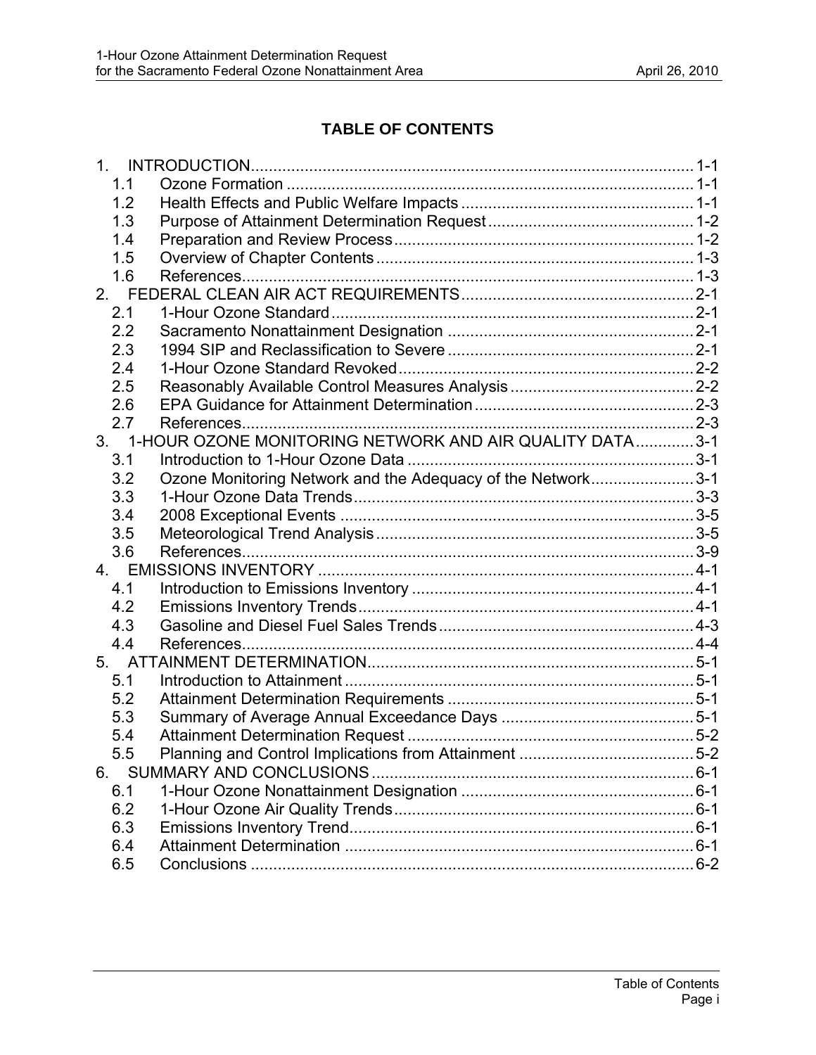# TABLE OF CONTENTS

1. INTRODUCTION .......... 1-1
   - 1.1 Ozone Formation .......... 1-1
   - 1.2 Health Effects and Public Welfare Impacts .......... 1-1
   - 1.3 Purpose of Attainment Determination Request .......... 1-2
   - 1.4 Preparation and Review Process .......... 1-2
   - 1.5 Overview of Chapter Contents .......... 1-3
   - 1.6 References .......... 1-3
2. FEDERAL CLEAN AIR ACT REQUIREMENTS .......... 2-1
   - 2.1 1-Hour Ozone Standard .......... 2-1
   - 2.2 Sacramento Nonattainment Designation .......... 2-1
   - 2.3 1994 SIP and Reclassification to Severe .......... 2-1
   - 2.4 1-Hour Ozone Standard Revoked .......... 2-2
   - 2.5 Reasonably Available Control Measures Analysis .......... 2-2
   - 2.6 EPA Guidance for Attainment Determination .......... 2-3
   - 2.7 References .......... 2-3
3. 1-HOUR OZONE MONITORING NETWORK AND AIR QUALITY DATA .......... 3-1
   - 3.1 Introduction to 1-Hour Ozone Data .......... 3-1
   - 3.2 Ozone Monitoring Network and the Adequacy of the Network .......... 3-1
   - 3.3 1-Hour Ozone Data Trends .......... 3-3
   - 3.4 2008 Exceptional Events .......... 3-5
   - 3.5 Meteorological Trend Analysis .......... 3-5
   - 3.6 References .......... 3-9
4. EMISSIONS INVENTORY .......... 4-1
   - 4.1 Introduction to Emissions Inventory .......... 4-1
   - 4.2 Emissions Inventory Trends .......... 4-1
   - 4.3 Gasoline and Diesel Fuel Sales Trends .......... 4-3
   - 4.4 References .......... 4-4
5. ATTAINMENT DETERMINATION .......... 5-1
   - 5.1 Introduction to Attainment .......... 5-1
   - 5.2 Attainment Determination Requirements .......... 5-1
   - 5.3 Summary of Average Annual Exceedance Days .......... 5-1
   - 5.4 Attainment Determination Request .......... 5-2
   - 5.5 Planning and Control Implications from Attainment .......... 5-2
6. SUMMARY AND CONCLUSIONS .......... 6-1
   - 6.1 1-Hour Ozone Nonattainment Designation .......... 6-1
   - 6.2 1-Hour Ozone Air Quality Trends .......... 6-1
   - 6.3 Emissions Inventory Trend .......... 6-1
   - 6.4 Attainment Determination .......... 6-1
   - 6.5 Conclusions .......... 6-2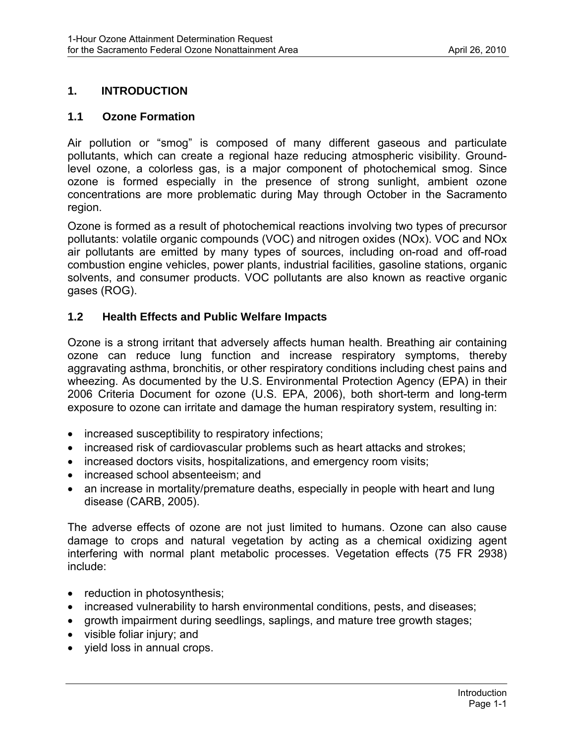# 1. INTRODUCTION

## 1.1 Ozone Formation

Air pollution or "smog" is composed of many different gaseous and particulate pollutants, which can create a regional haze reducing atmospheric visibility. Ground-level ozone, a colorless gas, is a major component of photochemical smog. Since ozone is formed especially in the presence of strong sunlight, ambient ozone concentrations are more problematic during May through October in the Sacramento region.

Ozone is formed as a result of photochemical reactions involving two types of precursor pollutants: volatile organic compounds (VOC) and nitrogen oxides (NOx). VOC and NOx air pollutants are emitted by many types of sources, including on-road and off-road combustion engine vehicles, power plants, industrial facilities, gasoline stations, organic solvents, and consumer products. VOC pollutants are also known as reactive organic gases (ROG).

## 1.2 Health Effects and Public Welfare Impacts

Ozone is a strong irritant that adversely affects human health. Breathing air containing ozone can reduce lung function and increase respiratory symptoms, thereby aggravating asthma, bronchitis, or other respiratory conditions including chest pains and wheezing. As documented by the U.S. Environmental Protection Agency (EPA) in their 2006 Criteria Document for ozone (U.S. EPA, 2006), both short-term and long-term exposure to ozone can irritate and damage the human respiratory system, resulting in:

- increased susceptibility to respiratory infections;
- increased risk of cardiovascular problems such as heart attacks and strokes;
- increased doctors visits, hospitalizations, and emergency room visits;
- increased school absenteeism; and
- an increase in mortality/premature deaths, especially in people with heart and lung disease (CARB, 2005).

The adverse effects of ozone are not just limited to humans. Ozone can also cause damage to crops and natural vegetation by acting as a chemical oxidizing agent interfering with normal plant metabolic processes. Vegetation effects (75 FR 2938) include:

- reduction in photosynthesis;
- increased vulnerability to harsh environmental conditions, pests, and diseases;
- growth impairment during seedlings, saplings, and mature tree growth stages;
- visible foliar injury; and
- yield loss in annual crops.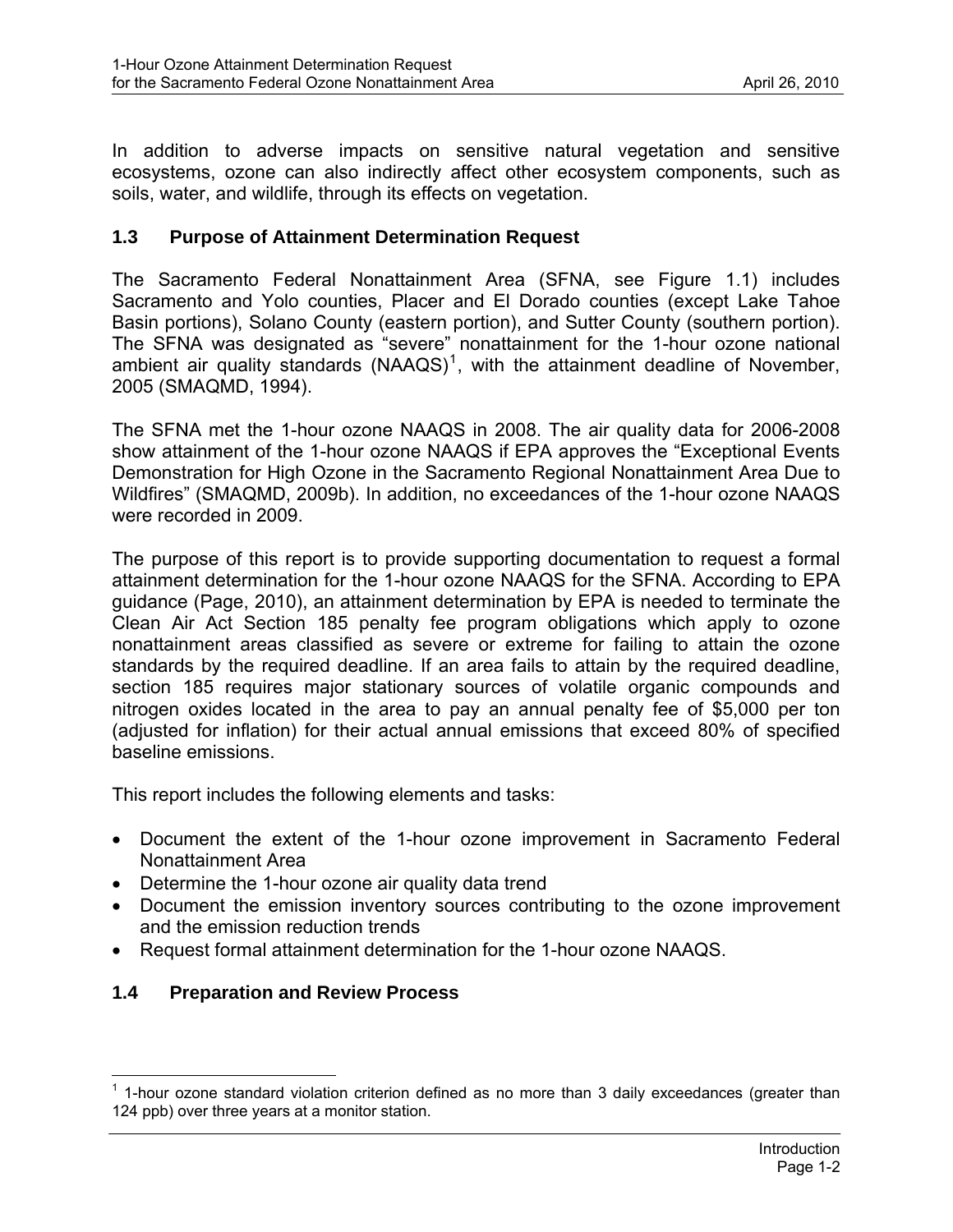In addition to adverse impacts on sensitive natural vegetation and sensitive ecosystems, ozone can also indirectly affect other ecosystem components, such as soils, water, and wildlife, through its effects on vegetation.

### 1.3 Purpose of Attainment Determination Request

The Sacramento Federal Nonattainment Area (SFNA, see Figure 1.1) includes Sacramento and Yolo counties, Placer and El Dorado counties (except Lake Tahoe Basin portions), Solano County (eastern portion), and Sutter County (southern portion). The SFNA was designated as "severe" nonattainment for the 1-hour ozone national ambient air quality standards (NAAQS)[1], with the attainment deadline of November, 2005 (SMAQMD, 1994).

The SFNA met the 1-hour ozone NAAQS in 2008. The air quality data for 2006-2008 show attainment of the 1-hour ozone NAAQS if EPA approves the "Exceptional Events Demonstration for High Ozone in the Sacramento Regional Nonattainment Area Due to Wildfires" (SMAQMD, 2009b). In addition, no exceedances of the 1-hour ozone NAAQS were recorded in 2009.

The purpose of this report is to provide supporting documentation to request a formal attainment determination for the 1-hour ozone NAAQS for the SFNA. According to EPA guidance (Page, 2010), an attainment determination by EPA is needed to terminate the Clean Air Act Section 185 penalty fee program obligations which apply to ozone nonattainment areas classified as severe or extreme for failing to attain the ozone standards by the required deadline. If an area fails to attain by the required deadline, section 185 requires major stationary sources of volatile organic compounds and nitrogen oxides located in the area to pay an annual penalty fee of $5,000 per ton (adjusted for inflation) for their actual annual emissions that exceed 80% of specified baseline emissions.

This report includes the following elements and tasks:

- Document the extent of the 1-hour ozone improvement in Sacramento Federal Nonattainment Area
- Determine the 1-hour ozone air quality data trend
- Document the emission inventory sources contributing to the ozone improvement and the emission reduction trends
- Request formal attainment determination for the 1-hour ozone NAAQS.

### 1.4 Preparation and Review Process

---

[1] 1-hour ozone standard violation criterion defined as no more than 3 daily exceedances (greater than 124 ppb) over three years at a monitor station.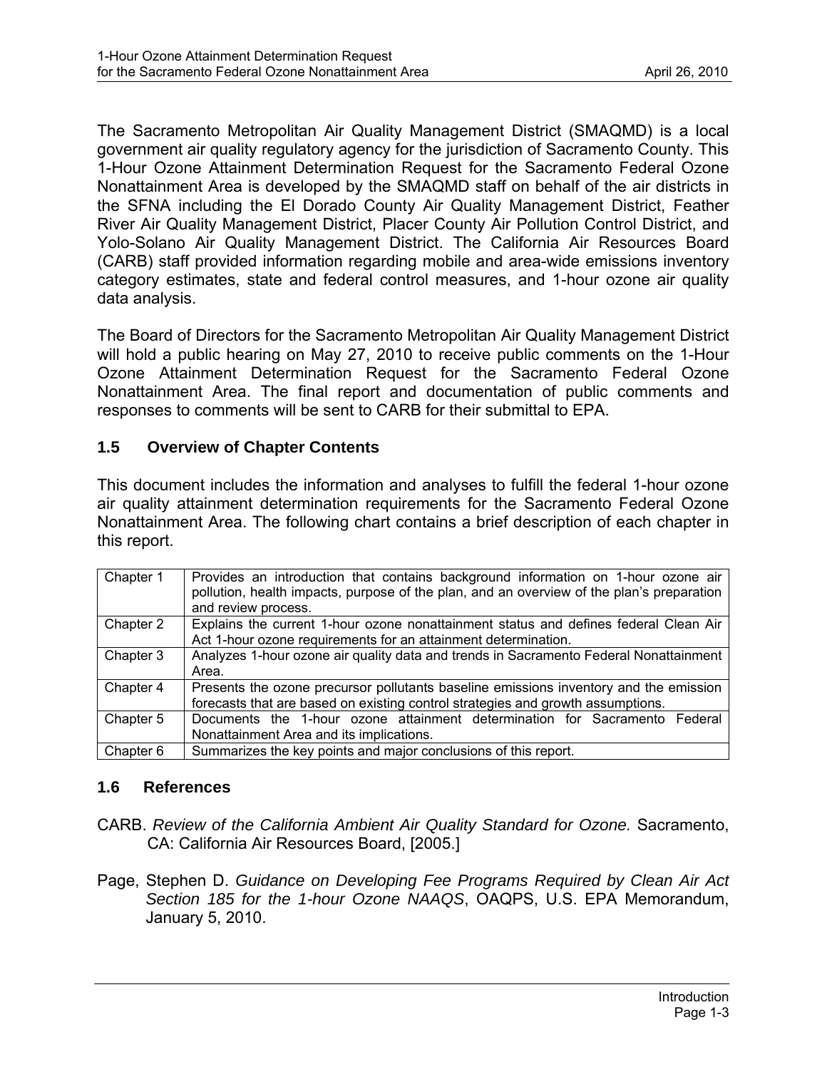The Sacramento Metropolitan Air Quality Management District (SMAQMD) is a local government air quality regulatory agency for the jurisdiction of Sacramento County. This 1-Hour Ozone Attainment Determination Request for the Sacramento Federal Ozone Nonattainment Area is developed by the SMAQMD staff on behalf of the air districts in the SFNA including the El Dorado County Air Quality Management District, Feather River Air Quality Management District, Placer County Air Pollution Control District, and Yolo-Solano Air Quality Management District. The California Air Resources Board (CARB) staff provided information regarding mobile and area-wide emissions inventory category estimates, state and federal control measures, and 1-hour ozone air quality data analysis.

The Board of Directors for the Sacramento Metropolitan Air Quality Management District will hold a public hearing on May 27, 2010 to receive public comments on the 1-Hour Ozone Attainment Determination Request for the Sacramento Federal Ozone Nonattainment Area. The final report and documentation of public comments and responses to comments will be sent to CARB for their submittal to EPA.

### 1.5 Overview of Chapter Contents

This document includes the information and analyses to fulfill the federal 1-hour ozone air quality attainment determination requirements for the Sacramento Federal Ozone Nonattainment Area. The following chart contains a brief description of each chapter in this report.

| | |
|---|---|
| Chapter 1 | Provides an introduction that contains background information on 1-hour ozone air pollution, health impacts, purpose of the plan, and an overview of the plan's preparation and review process. |
| Chapter 2 | Explains the current 1-hour ozone nonattainment status and defines federal Clean Air Act 1-hour ozone requirements for an attainment determination. |
| Chapter 3 | Analyzes 1-hour ozone air quality data and trends in Sacramento Federal Nonattainment Area. |
| Chapter 4 | Presents the ozone precursor pollutants baseline emissions inventory and the emission forecasts that are based on existing control strategies and growth assumptions. |
| Chapter 5 | Documents the 1-hour ozone attainment determination for Sacramento Federal Nonattainment Area and its implications. |
| Chapter 6 | Summarizes the key points and major conclusions of this report. |

### 1.6 References

CARB. *Review of the California Ambient Air Quality Standard for Ozone.* Sacramento, CA: California Air Resources Board, [2005.]

Page, Stephen D. *Guidance on Developing Fee Programs Required by Clean Air Act Section 185 for the 1-hour Ozone NAAQS*, OAQPS, U.S. EPA Memorandum, January 5, 2010.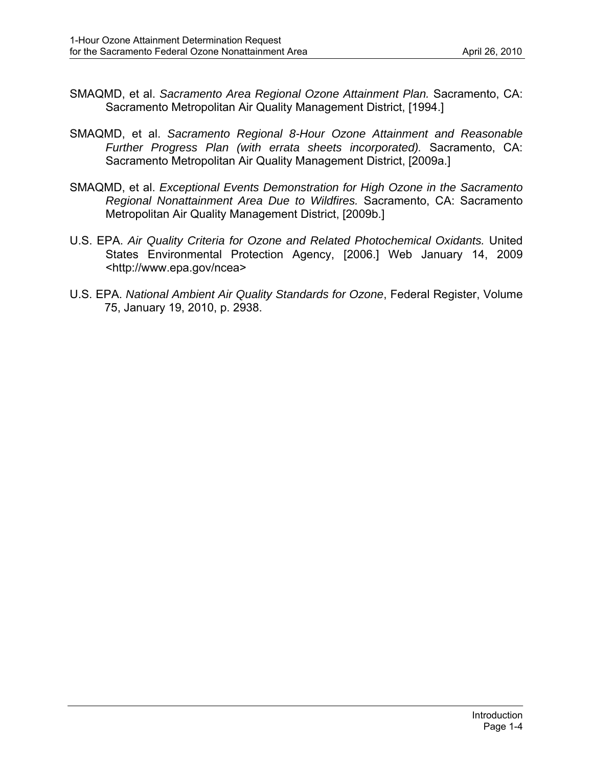SMAQMD, et al. *Sacramento Area Regional Ozone Attainment Plan.* Sacramento, CA: Sacramento Metropolitan Air Quality Management District, [1994.]

SMAQMD, et al. *Sacramento Regional 8-Hour Ozone Attainment and Reasonable Further Progress Plan (with errata sheets incorporated).* Sacramento, CA: Sacramento Metropolitan Air Quality Management District, [2009a.]

SMAQMD, et al. *Exceptional Events Demonstration for High Ozone in the Sacramento Regional Nonattainment Area Due to Wildfires.* Sacramento, CA: Sacramento Metropolitan Air Quality Management District, [2009b.]

U.S. EPA. *Air Quality Criteria for Ozone and Related Photochemical Oxidants.* United States Environmental Protection Agency, [2006.] Web January 14, 2009 <http://www.epa.gov/ncea>

U.S. EPA. *National Ambient Air Quality Standards for Ozone*, Federal Register, Volume 75, January 19, 2010, p. 2938.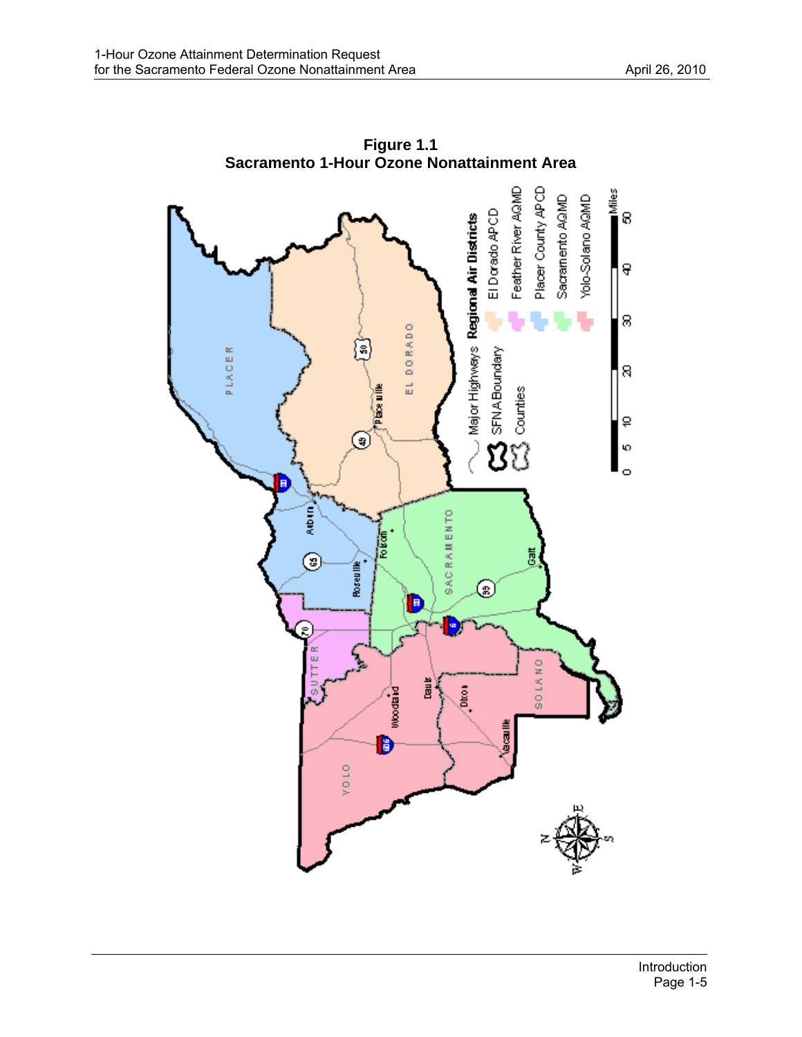**Figure 1.1**
**Sacramento 1-Hour Ozone Nonattainment Area**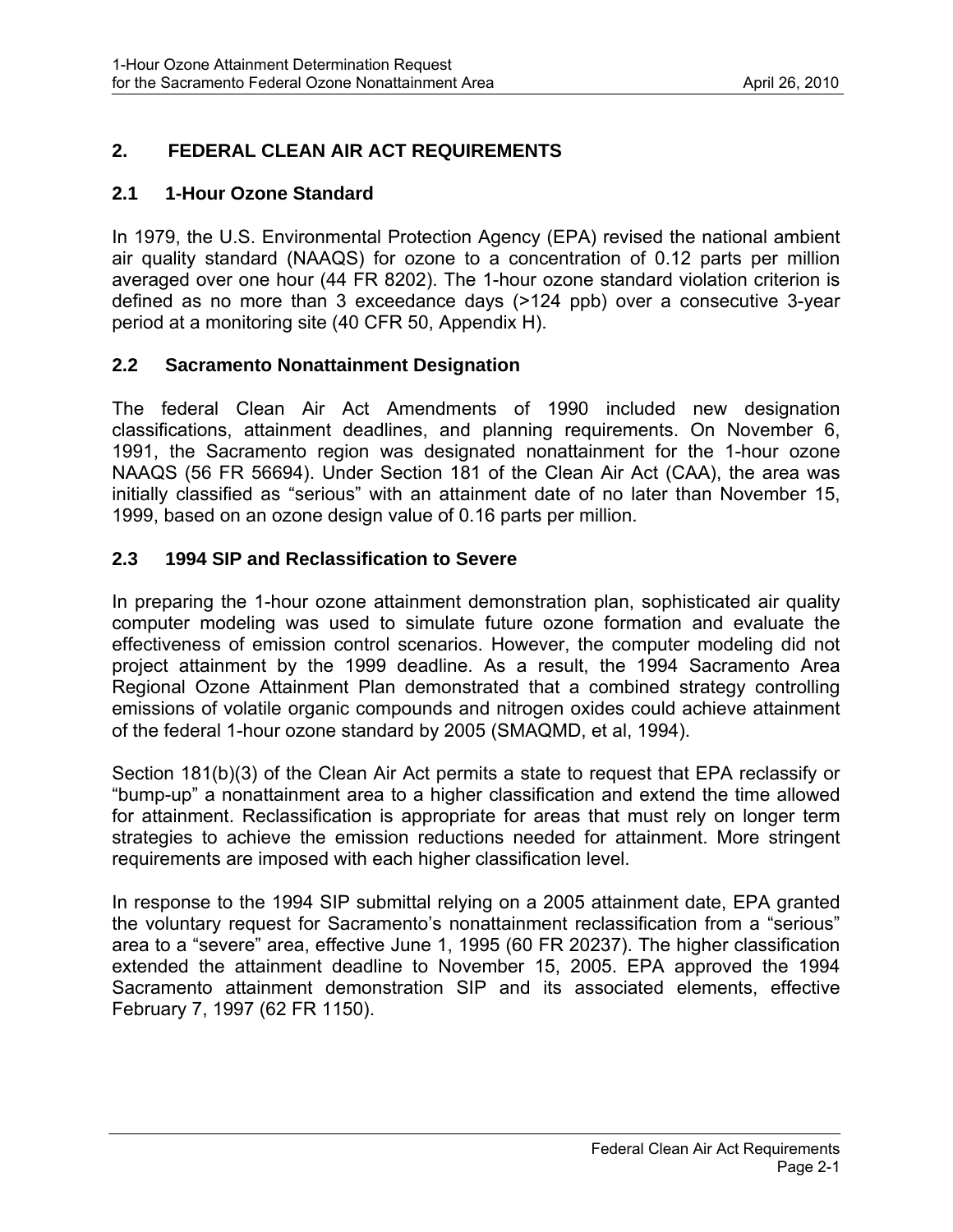## 2. FEDERAL CLEAN AIR ACT REQUIREMENTS

### 2.1 1-Hour Ozone Standard

In 1979, the U.S. Environmental Protection Agency (EPA) revised the national ambient air quality standard (NAAQS) for ozone to a concentration of 0.12 parts per million averaged over one hour (44 FR 8202). The 1-hour ozone standard violation criterion is defined as no more than 3 exceedance days (>124 ppb) over a consecutive 3-year period at a monitoring site (40 CFR 50, Appendix H).

### 2.2 Sacramento Nonattainment Designation

The federal Clean Air Act Amendments of 1990 included new designation classifications, attainment deadlines, and planning requirements. On November 6, 1991, the Sacramento region was designated nonattainment for the 1-hour ozone NAAQS (56 FR 56694). Under Section 181 of the Clean Air Act (CAA), the area was initially classified as "serious" with an attainment date of no later than November 15, 1999, based on an ozone design value of 0.16 parts per million.

### 2.3 1994 SIP and Reclassification to Severe

In preparing the 1-hour ozone attainment demonstration plan, sophisticated air quality computer modeling was used to simulate future ozone formation and evaluate the effectiveness of emission control scenarios. However, the computer modeling did not project attainment by the 1999 deadline. As a result, the 1994 Sacramento Area Regional Ozone Attainment Plan demonstrated that a combined strategy controlling emissions of volatile organic compounds and nitrogen oxides could achieve attainment of the federal 1-hour ozone standard by 2005 (SMAQMD, et al, 1994).

Section 181(b)(3) of the Clean Air Act permits a state to request that EPA reclassify or "bump-up" a nonattainment area to a higher classification and extend the time allowed for attainment. Reclassification is appropriate for areas that must rely on longer term strategies to achieve the emission reductions needed for attainment. More stringent requirements are imposed with each higher classification level.

In response to the 1994 SIP submittal relying on a 2005 attainment date, EPA granted the voluntary request for Sacramento's nonattainment reclassification from a "serious" area to a "severe" area, effective June 1, 1995 (60 FR 20237). The higher classification extended the attainment deadline to November 15, 2005. EPA approved the 1994 Sacramento attainment demonstration SIP and its associated elements, effective February 7, 1997 (62 FR 1150).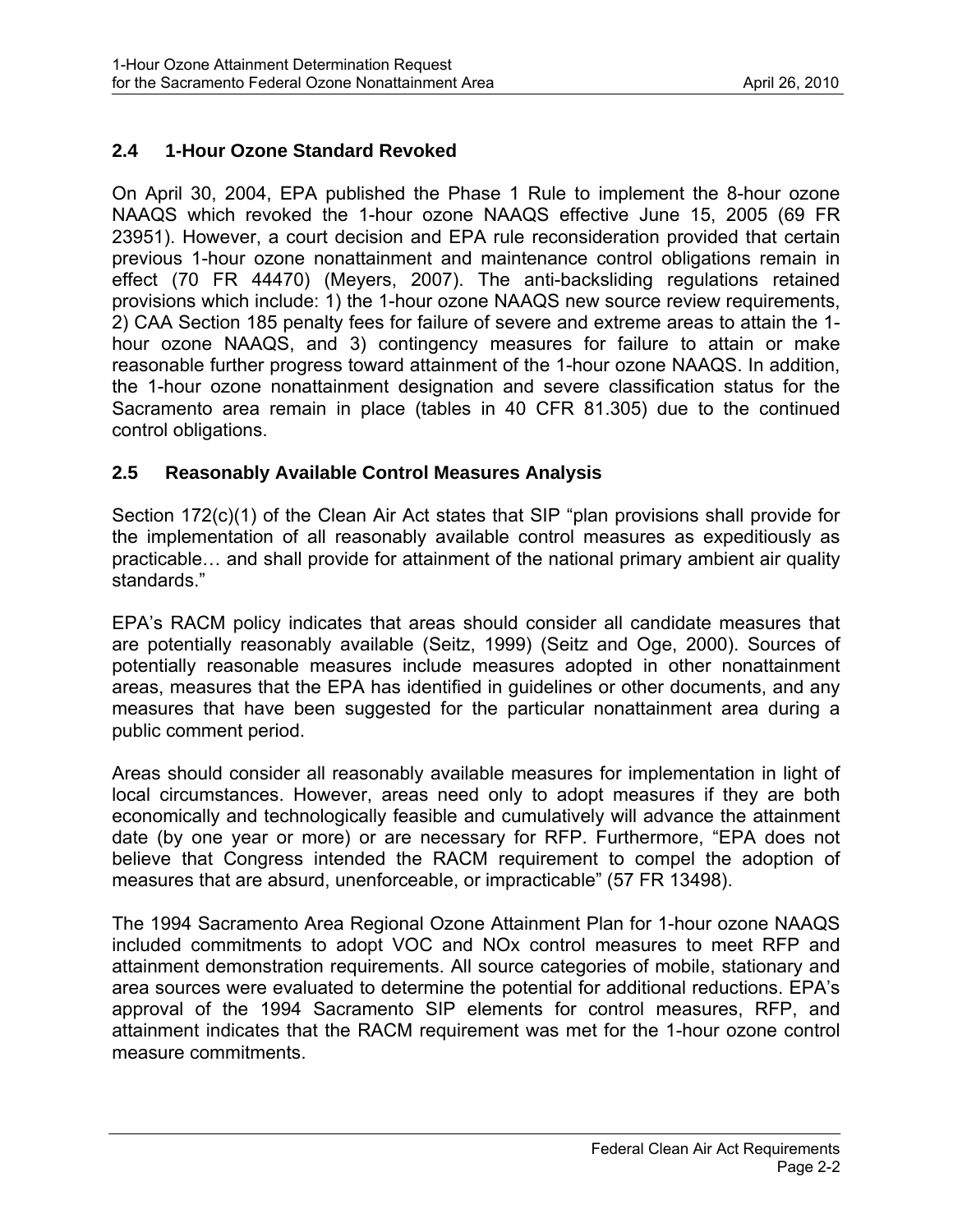## 2.4 1-Hour Ozone Standard Revoked

On April 30, 2004, EPA published the Phase 1 Rule to implement the 8-hour ozone NAAQS which revoked the 1-hour ozone NAAQS effective June 15, 2005 (69 FR 23951). However, a court decision and EPA rule reconsideration provided that certain previous 1-hour ozone nonattainment and maintenance control obligations remain in effect (70 FR 44470) (Meyers, 2007). The anti-backsliding regulations retained provisions which include: 1) the 1-hour ozone NAAQS new source review requirements, 2) CAA Section 185 penalty fees for failure of severe and extreme areas to attain the 1-hour ozone NAAQS, and 3) contingency measures for failure to attain or make reasonable further progress toward attainment of the 1-hour ozone NAAQS. In addition, the 1-hour ozone nonattainment designation and severe classification status for the Sacramento area remain in place (tables in 40 CFR 81.305) due to the continued control obligations.

## 2.5 Reasonably Available Control Measures Analysis

Section 172(c)(1) of the Clean Air Act states that SIP "plan provisions shall provide for the implementation of all reasonably available control measures as expeditiously as practicable… and shall provide for attainment of the national primary ambient air quality standards."

EPA's RACM policy indicates that areas should consider all candidate measures that are potentially reasonably available (Seitz, 1999) (Seitz and Oge, 2000). Sources of potentially reasonable measures include measures adopted in other nonattainment areas, measures that the EPA has identified in guidelines or other documents, and any measures that have been suggested for the particular nonattainment area during a public comment period.

Areas should consider all reasonably available measures for implementation in light of local circumstances. However, areas need only to adopt measures if they are both economically and technologically feasible and cumulatively will advance the attainment date (by one year or more) or are necessary for RFP. Furthermore, "EPA does not believe that Congress intended the RACM requirement to compel the adoption of measures that are absurd, unenforceable, or impracticable" (57 FR 13498).

The 1994 Sacramento Area Regional Ozone Attainment Plan for 1-hour ozone NAAQS included commitments to adopt VOC and NOx control measures to meet RFP and attainment demonstration requirements. All source categories of mobile, stationary and area sources were evaluated to determine the potential for additional reductions. EPA's approval of the 1994 Sacramento SIP elements for control measures, RFP, and attainment indicates that the RACM requirement was met for the 1-hour ozone control measure commitments.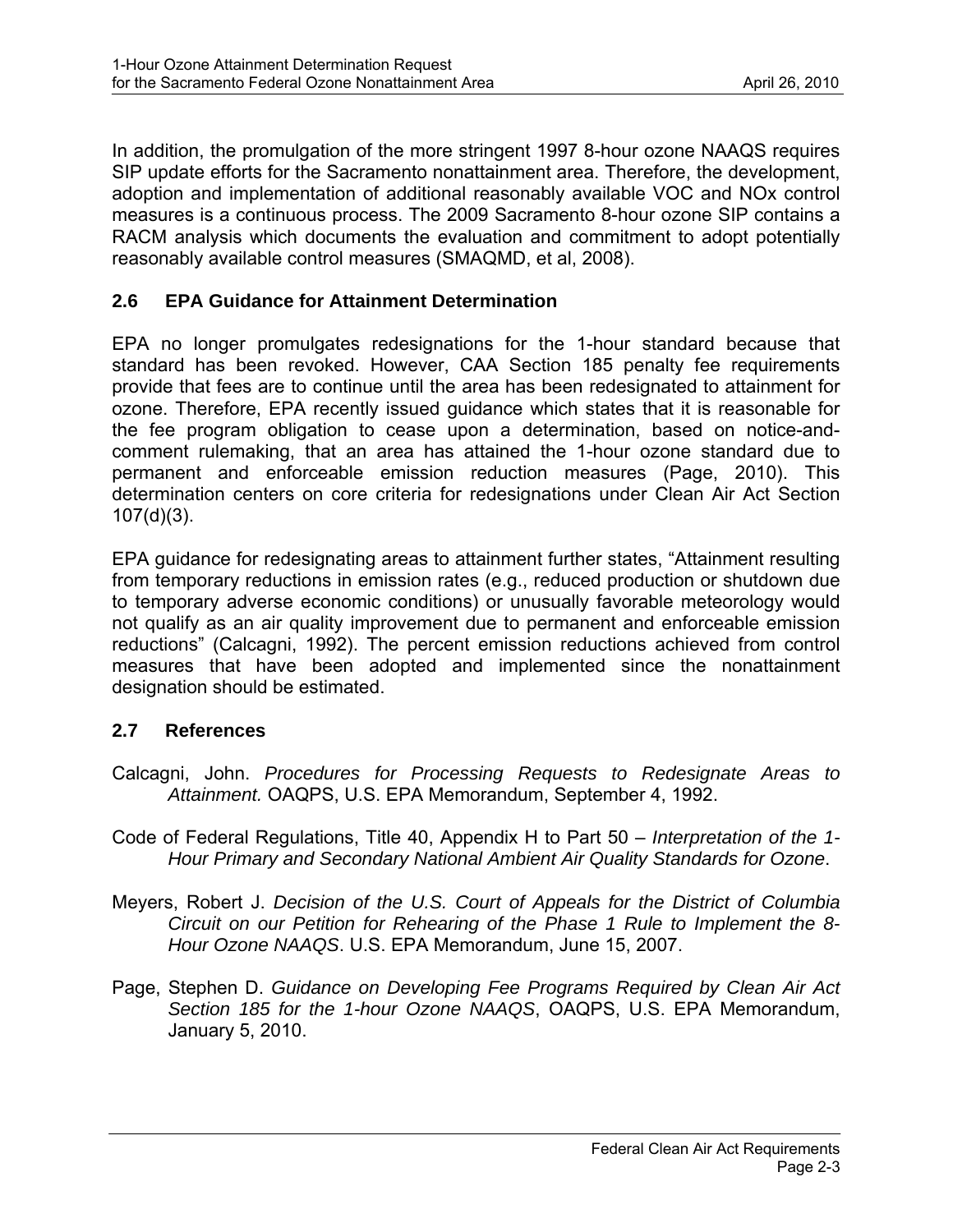In addition, the promulgation of the more stringent 1997 8-hour ozone NAAQS requires SIP update efforts for the Sacramento nonattainment area. Therefore, the development, adoption and implementation of additional reasonably available VOC and NOx control measures is a continuous process. The 2009 Sacramento 8-hour ozone SIP contains a RACM analysis which documents the evaluation and commitment to adopt potentially reasonably available control measures (SMAQMD, et al, 2008).

## 2.6 EPA Guidance for Attainment Determination

EPA no longer promulgates redesignations for the 1-hour standard because that standard has been revoked. However, CAA Section 185 penalty fee requirements provide that fees are to continue until the area has been redesignated to attainment for ozone. Therefore, EPA recently issued guidance which states that it is reasonable for the fee program obligation to cease upon a determination, based on notice-and-comment rulemaking, that an area has attained the 1-hour ozone standard due to permanent and enforceable emission reduction measures (Page, 2010). This determination centers on core criteria for redesignations under Clean Air Act Section 107(d)(3).

EPA guidance for redesignating areas to attainment further states, "Attainment resulting from temporary reductions in emission rates (e.g., reduced production or shutdown due to temporary adverse economic conditions) or unusually favorable meteorology would not qualify as an air quality improvement due to permanent and enforceable emission reductions" (Calcagni, 1992). The percent emission reductions achieved from control measures that have been adopted and implemented since the nonattainment designation should be estimated.

## 2.7 References

Calcagni, John. *Procedures for Processing Requests to Redesignate Areas to Attainment.* OAQPS, U.S. EPA Memorandum, September 4, 1992.

Code of Federal Regulations, Title 40, Appendix H to Part 50 – *Interpretation of the 1-Hour Primary and Secondary National Ambient Air Quality Standards for Ozone*.

Meyers, Robert J. *Decision of the U.S. Court of Appeals for the District of Columbia Circuit on our Petition for Rehearing of the Phase 1 Rule to Implement the 8-Hour Ozone NAAQS*. U.S. EPA Memorandum, June 15, 2007.

Page, Stephen D. *Guidance on Developing Fee Programs Required by Clean Air Act Section 185 for the 1-hour Ozone NAAQS*, OAQPS, U.S. EPA Memorandum, January 5, 2010.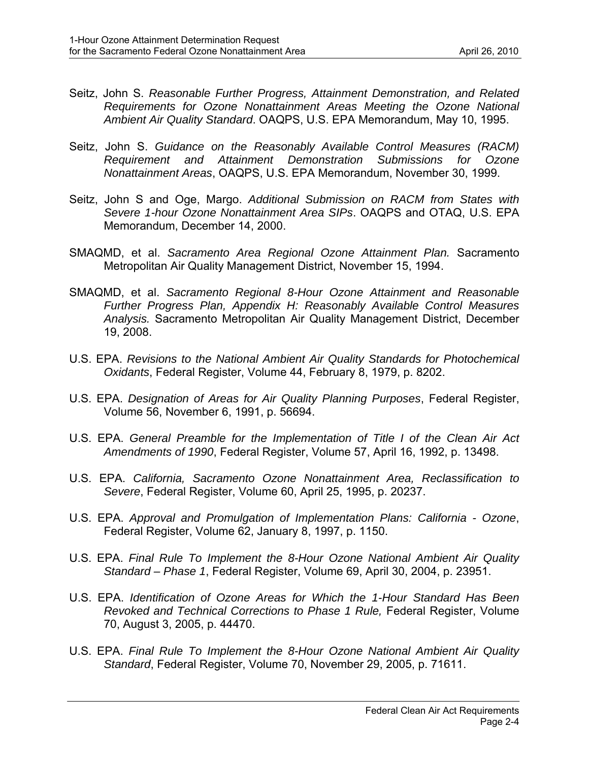Seitz, John S. *Reasonable Further Progress, Attainment Demonstration, and Related Requirements for Ozone Nonattainment Areas Meeting the Ozone National Ambient Air Quality Standard*. OAQPS, U.S. EPA Memorandum, May 10, 1995.

Seitz, John S. *Guidance on the Reasonably Available Control Measures (RACM) Requirement and Attainment Demonstration Submissions for Ozone Nonattainment Areas*, OAQPS, U.S. EPA Memorandum, November 30, 1999.

Seitz, John S and Oge, Margo. *Additional Submission on RACM from States with Severe 1-hour Ozone Nonattainment Area SIPs*. OAQPS and OTAQ, U.S. EPA Memorandum, December 14, 2000.

SMAQMD, et al. *Sacramento Area Regional Ozone Attainment Plan.* Sacramento Metropolitan Air Quality Management District, November 15, 1994.

SMAQMD, et al. *Sacramento Regional 8-Hour Ozone Attainment and Reasonable Further Progress Plan, Appendix H: Reasonably Available Control Measures Analysis.* Sacramento Metropolitan Air Quality Management District, December 19, 2008.

U.S. EPA. *Revisions to the National Ambient Air Quality Standards for Photochemical Oxidants*, Federal Register, Volume 44, February 8, 1979, p. 8202.

U.S. EPA. *Designation of Areas for Air Quality Planning Purposes*, Federal Register, Volume 56, November 6, 1991, p. 56694.

U.S. EPA. *General Preamble for the Implementation of Title I of the Clean Air Act Amendments of 1990*, Federal Register, Volume 57, April 16, 1992, p. 13498.

U.S. EPA. *California, Sacramento Ozone Nonattainment Area, Reclassification to Severe*, Federal Register, Volume 60, April 25, 1995, p. 20237.

U.S. EPA. *Approval and Promulgation of Implementation Plans: California - Ozone*, Federal Register, Volume 62, January 8, 1997, p. 1150.

U.S. EPA. *Final Rule To Implement the 8-Hour Ozone National Ambient Air Quality Standard – Phase 1*, Federal Register, Volume 69, April 30, 2004, p. 23951.

U.S. EPA. *Identification of Ozone Areas for Which the 1-Hour Standard Has Been Revoked and Technical Corrections to Phase 1 Rule,* Federal Register, Volume 70, August 3, 2005, p. 44470.

U.S. EPA. *Final Rule To Implement the 8-Hour Ozone National Ambient Air Quality Standard*, Federal Register, Volume 70, November 29, 2005, p. 71611.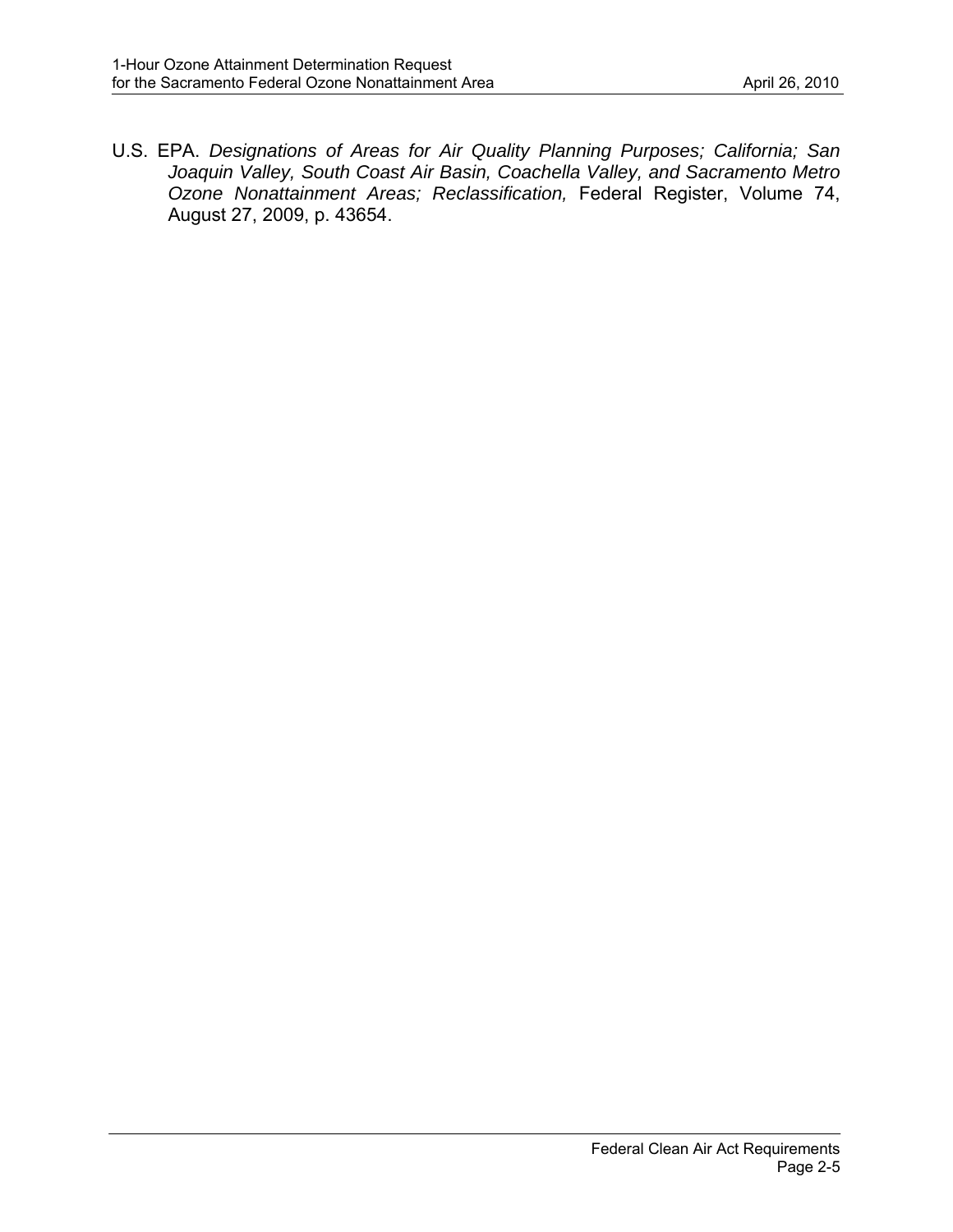U.S. EPA. *Designations of Areas for Air Quality Planning Purposes; California; San Joaquin Valley, South Coast Air Basin, Coachella Valley, and Sacramento Metro Ozone Nonattainment Areas; Reclassification,* Federal Register, Volume 74, August 27, 2009, p. 43654.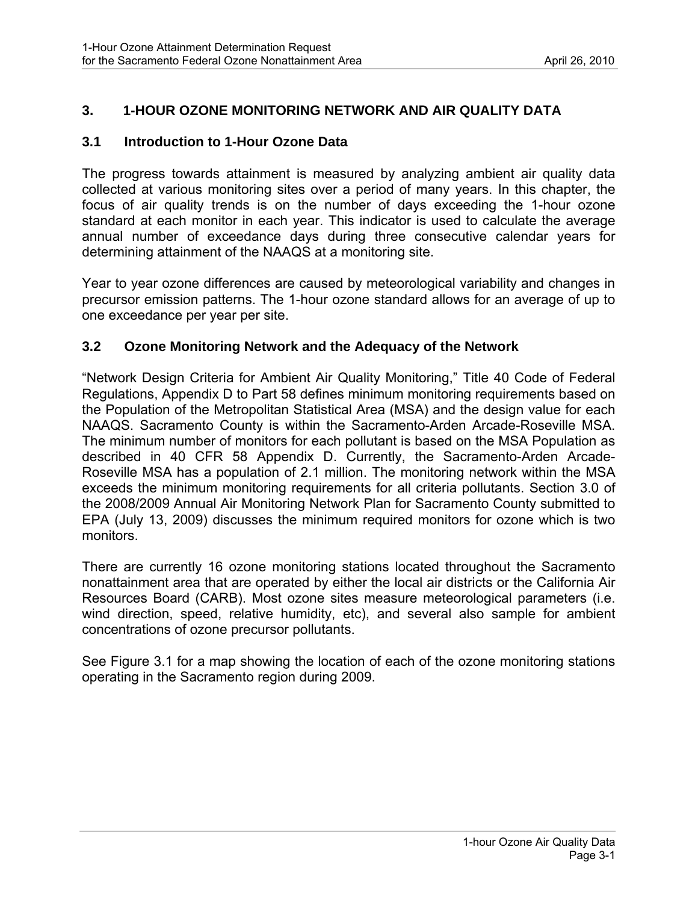# 3. 1-HOUR OZONE MONITORING NETWORK AND AIR QUALITY DATA

## 3.1 Introduction to 1-Hour Ozone Data

The progress towards attainment is measured by analyzing ambient air quality data collected at various monitoring sites over a period of many years. In this chapter, the focus of air quality trends is on the number of days exceeding the 1-hour ozone standard at each monitor in each year. This indicator is used to calculate the average annual number of exceedance days during three consecutive calendar years for determining attainment of the NAAQS at a monitoring site.

Year to year ozone differences are caused by meteorological variability and changes in precursor emission patterns. The 1-hour ozone standard allows for an average of up to one exceedance per year per site.

## 3.2 Ozone Monitoring Network and the Adequacy of the Network

"Network Design Criteria for Ambient Air Quality Monitoring," Title 40 Code of Federal Regulations, Appendix D to Part 58 defines minimum monitoring requirements based on the Population of the Metropolitan Statistical Area (MSA) and the design value for each NAAQS. Sacramento County is within the Sacramento-Arden Arcade-Roseville MSA. The minimum number of monitors for each pollutant is based on the MSA Population as described in 40 CFR 58 Appendix D. Currently, the Sacramento-Arden Arcade-Roseville MSA has a population of 2.1 million. The monitoring network within the MSA exceeds the minimum monitoring requirements for all criteria pollutants. Section 3.0 of the 2008/2009 Annual Air Monitoring Network Plan for Sacramento County submitted to EPA (July 13, 2009) discusses the minimum required monitors for ozone which is two monitors.

There are currently 16 ozone monitoring stations located throughout the Sacramento nonattainment area that are operated by either the local air districts or the California Air Resources Board (CARB). Most ozone sites measure meteorological parameters (i.e. wind direction, speed, relative humidity, etc), and several also sample for ambient concentrations of ozone precursor pollutants.

See Figure 3.1 for a map showing the location of each of the ozone monitoring stations operating in the Sacramento region during 2009.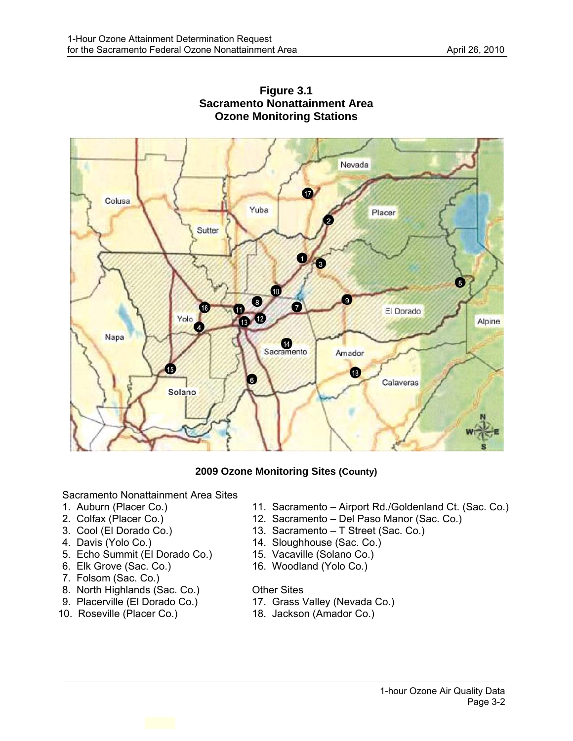**Figure 3.1**
**Sacramento Nonattainment Area**
**Ozone Monitoring Stations**

**2009 Ozone Monitoring Sites (County)**

Sacramento Nonattainment Area Sites

1. Auburn (Placer Co.)
2. Colfax (Placer Co.)
3. Cool (El Dorado Co.)
4. Davis (Yolo Co.)
5. Echo Summit (El Dorado Co.)
6. Elk Grove (Sac. Co.)
7. Folsom (Sac. Co.)
8. North Highlands (Sac. Co.)
9. Placerville (El Dorado Co.)
10. Roseville (Placer Co.)
11. Sacramento – Airport Rd./Goldenland Ct. (Sac. Co.)
12. Sacramento – Del Paso Manor (Sac. Co.)
13. Sacramento – T Street (Sac. Co.)
14. Sloughhouse (Sac. Co.)
15. Vacaville (Solano Co.)
16. Woodland (Yolo Co.)

Other Sites

17. Grass Valley (Nevada Co.)
18. Jackson (Amador Co.)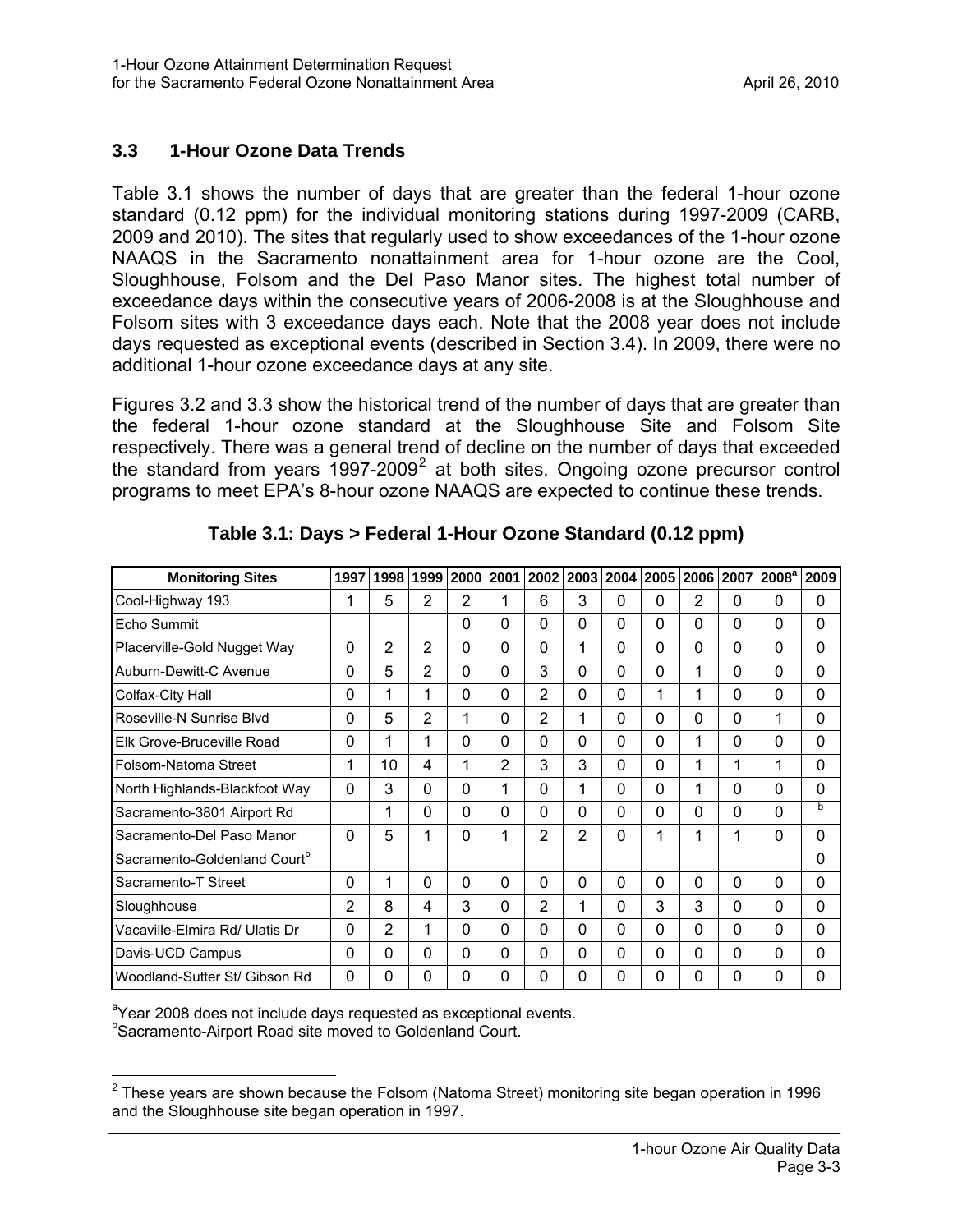### 3.3 1-Hour Ozone Data Trends

Table 3.1 shows the number of days that are greater than the federal 1-hour ozone standard (0.12 ppm) for the individual monitoring stations during 1997-2009 (CARB, 2009 and 2010). The sites that regularly used to show exceedances of the 1-hour ozone NAAQS in the Sacramento nonattainment area for 1-hour ozone are the Cool, Sloughhouse, Folsom and the Del Paso Manor sites. The highest total number of exceedance days within the consecutive years of 2006-2008 is at the Sloughhouse and Folsom sites with 3 exceedance days each. Note that the 2008 year does not include days requested as exceptional events (described in Section 3.4). In 2009, there were no additional 1-hour ozone exceedance days at any site.

Figures 3.2 and 3.3 show the historical trend of the number of days that are greater than the federal 1-hour ozone standard at the Sloughhouse Site and Folsom Site respectively. There was a general trend of decline on the number of days that exceeded the standard from years 1997-2009[2] at both sites. Ongoing ozone precursor control programs to meet EPA's 8-hour ozone NAAQS are expected to continue these trends.

**Table 3.1: Days > Federal 1-Hour Ozone Standard (0.12 ppm)**

| Monitoring Sites | 1997 | 1998 | 1999 | 2000 | 2001 | 2002 | 2003 | 2004 | 2005 | 2006 | 2007 | 2008[a] | 2009 |
|---|---|---|---|---|---|---|---|---|---|---|---|---|---|
| Cool-Highway 193 | 1 | 5 | 2 | 2 | 1 | 6 | 3 | 0 | 0 | 2 | 0 | 0 | 0 |
| Echo Summit | | | | 0 | 0 | 0 | 0 | 0 | 0 | 0 | 0 | 0 | 0 |
| Placerville-Gold Nugget Way | 0 | 2 | 2 | 0 | 0 | 0 | 1 | 0 | 0 | 0 | 0 | 0 | 0 |
| Auburn-Dewitt-C Avenue | 0 | 5 | 2 | 0 | 0 | 3 | 0 | 0 | 0 | 1 | 0 | 0 | 0 |
| Colfax-City Hall | 0 | 1 | 1 | 0 | 0 | 2 | 0 | 0 | 1 | 1 | 0 | 0 | 0 |
| Roseville-N Sunrise Blvd | 0 | 5 | 2 | 1 | 0 | 2 | 1 | 0 | 0 | 0 | 0 | 1 | 0 |
| Elk Grove-Bruceville Road | 0 | 1 | 1 | 0 | 0 | 0 | 0 | 0 | 0 | 1 | 0 | 0 | 0 |
| Folsom-Natoma Street | 1 | 10 | 4 | 1 | 2 | 3 | 3 | 0 | 0 | 1 | 1 | 1 | 0 |
| North Highlands-Blackfoot Way | 0 | 3 | 0 | 0 | 1 | 0 | 1 | 0 | 0 | 1 | 0 | 0 | 0 |
| Sacramento-3801 Airport Rd | | 1 | 0 | 0 | 0 | 0 | 0 | 0 | 0 | 0 | 0 | 0 | [b] |
| Sacramento-Del Paso Manor | 0 | 5 | 1 | 0 | 1 | 2 | 2 | 0 | 1 | 1 | 1 | 0 | 0 |
| Sacramento-Goldenland Court[b] | | | | | | | | | | | | | 0 |
| Sacramento-T Street | 0 | 1 | 0 | 0 | 0 | 0 | 0 | 0 | 0 | 0 | 0 | 0 | 0 |
| Sloughhouse | 2 | 8 | 4 | 3 | 0 | 2 | 1 | 0 | 3 | 3 | 0 | 0 | 0 |
| Vacaville-Elmira Rd/ Ulatis Dr | 0 | 2 | 1 | 0 | 0 | 0 | 0 | 0 | 0 | 0 | 0 | 0 | 0 |
| Davis-UCD Campus | 0 | 0 | 0 | 0 | 0 | 0 | 0 | 0 | 0 | 0 | 0 | 0 | 0 |
| Woodland-Sutter St/ Gibson Rd | 0 | 0 | 0 | 0 | 0 | 0 | 0 | 0 | 0 | 0 | 0 | 0 | 0 |

[a]Year 2008 does not include days requested as exceptional events.
[b]Sacramento-Airport Road site moved to Goldenland Court.

[2] These years are shown because the Folsom (Natoma Street) monitoring site began operation in 1996 and the Sloughhouse site began operation in 1997.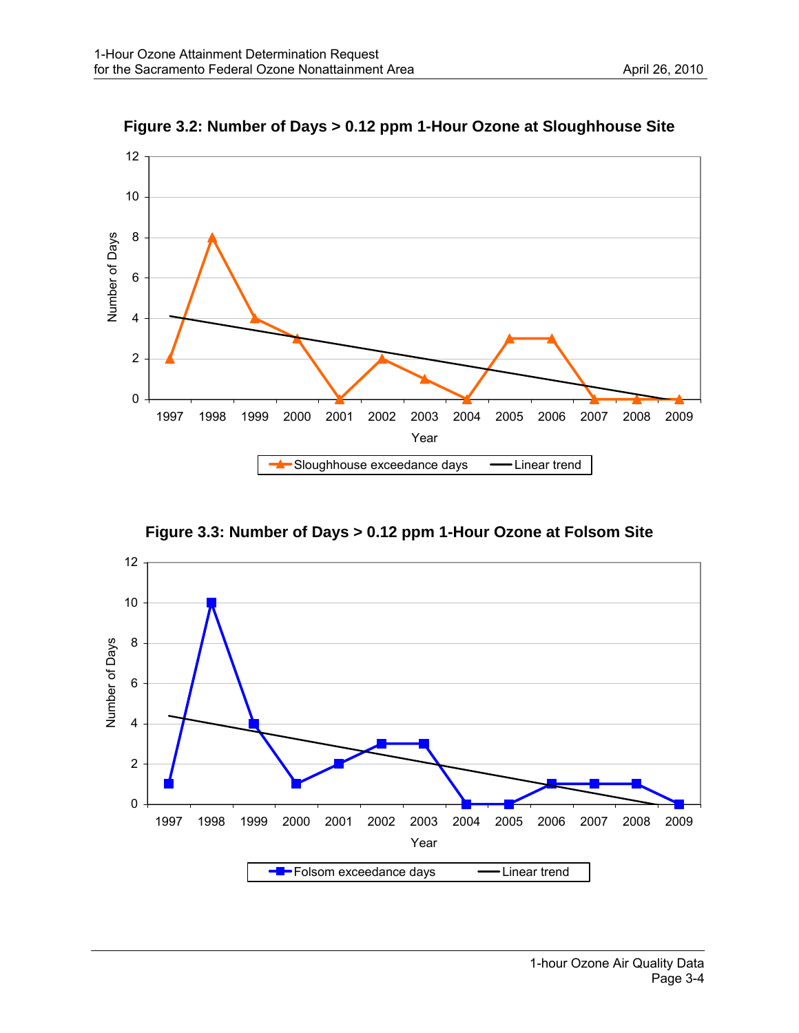**Figure 3.2: Number of Days > 0.12 ppm 1-Hour Ozone at Sloughhouse Site**

**Figure 3.3: Number of Days > 0.12 ppm 1-Hour Ozone at Folsom Site**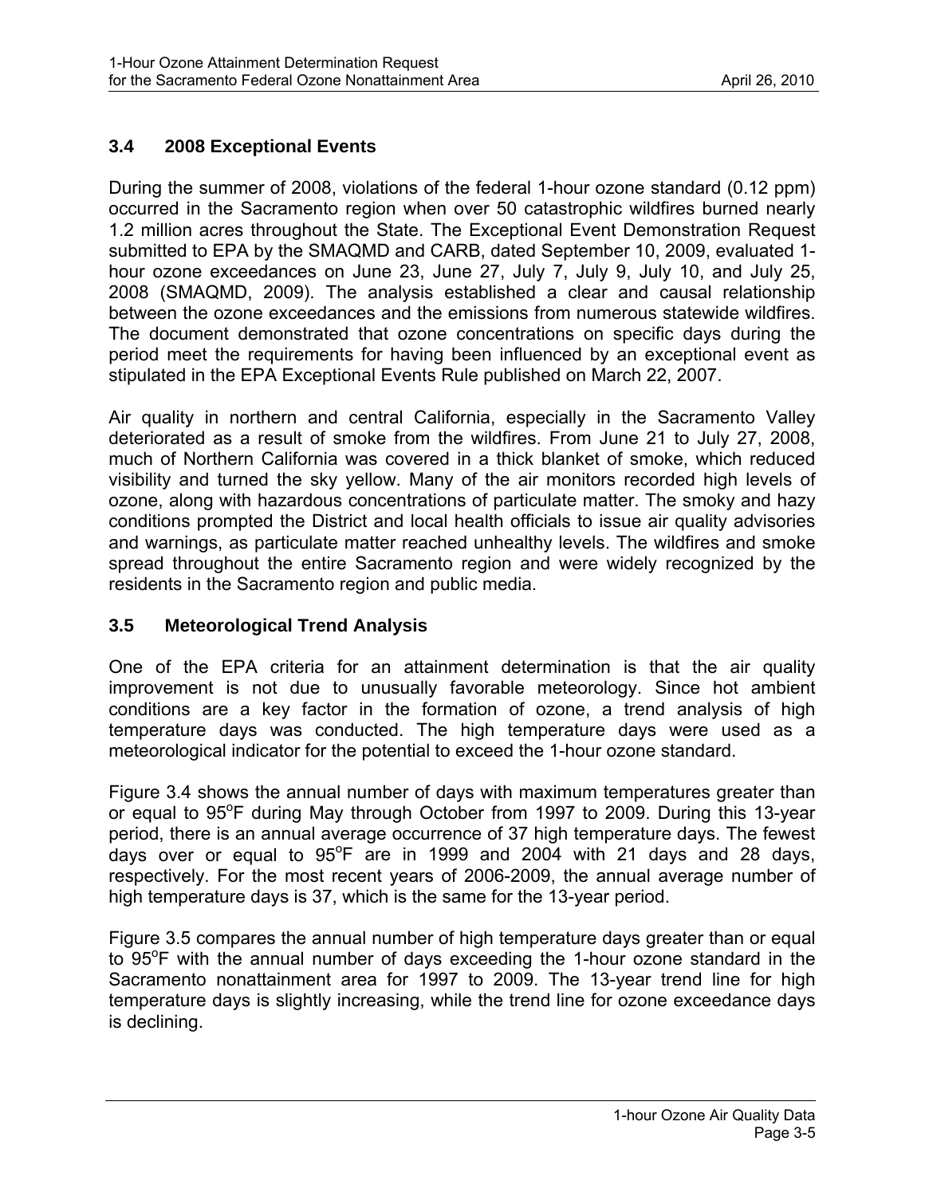## 3.4 2008 Exceptional Events

During the summer of 2008, violations of the federal 1-hour ozone standard (0.12 ppm) occurred in the Sacramento region when over 50 catastrophic wildfires burned nearly 1.2 million acres throughout the State. The Exceptional Event Demonstration Request submitted to EPA by the SMAQMD and CARB, dated September 10, 2009, evaluated 1-hour ozone exceedances on June 23, June 27, July 7, July 9, July 10, and July 25, 2008 (SMAQMD, 2009). The analysis established a clear and causal relationship between the ozone exceedances and the emissions from numerous statewide wildfires. The document demonstrated that ozone concentrations on specific days during the period meet the requirements for having been influenced by an exceptional event as stipulated in the EPA Exceptional Events Rule published on March 22, 2007.

Air quality in northern and central California, especially in the Sacramento Valley deteriorated as a result of smoke from the wildfires. From June 21 to July 27, 2008, much of Northern California was covered in a thick blanket of smoke, which reduced visibility and turned the sky yellow. Many of the air monitors recorded high levels of ozone, along with hazardous concentrations of particulate matter. The smoky and hazy conditions prompted the District and local health officials to issue air quality advisories and warnings, as particulate matter reached unhealthy levels. The wildfires and smoke spread throughout the entire Sacramento region and were widely recognized by the residents in the Sacramento region and public media.

## 3.5 Meteorological Trend Analysis

One of the EPA criteria for an attainment determination is that the air quality improvement is not due to unusually favorable meteorology. Since hot ambient conditions are a key factor in the formation of ozone, a trend analysis of high temperature days was conducted. The high temperature days were used as a meteorological indicator for the potential to exceed the 1-hour ozone standard.

Figure 3.4 shows the annual number of days with maximum temperatures greater than or equal to 95°F during May through October from 1997 to 2009. During this 13-year period, there is an annual average occurrence of 37 high temperature days. The fewest days over or equal to 95°F are in 1999 and 2004 with 21 days and 28 days, respectively. For the most recent years of 2006-2009, the annual average number of high temperature days is 37, which is the same for the 13-year period.

Figure 3.5 compares the annual number of high temperature days greater than or equal to 95°F with the annual number of days exceeding the 1-hour ozone standard in the Sacramento nonattainment area for 1997 to 2009. The 13-year trend line for high temperature days is slightly increasing, while the trend line for ozone exceedance days is declining.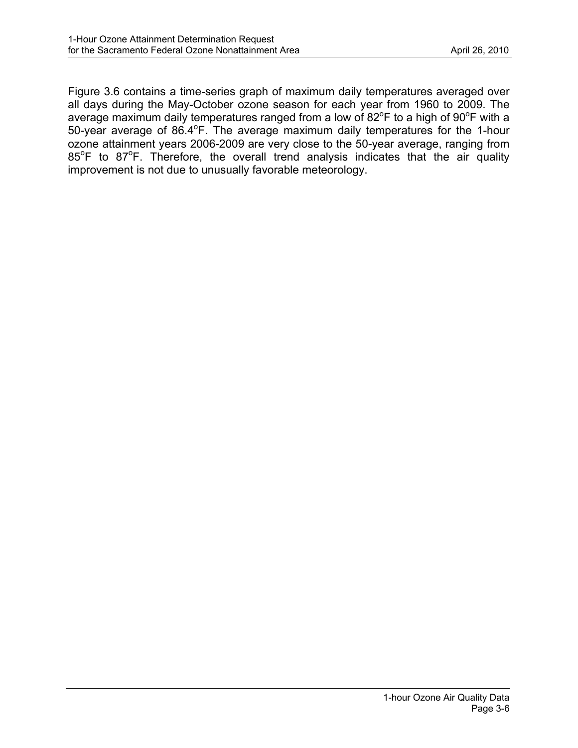Figure 3.6 contains a time-series graph of maximum daily temperatures averaged over all days during the May-October ozone season for each year from 1960 to 2009. The average maximum daily temperatures ranged from a low of 82$^{o}$F to a high of 90$^{o}$F with a 50-year average of 86.4$^{o}$F. The average maximum daily temperatures for the 1-hour ozone attainment years 2006-2009 are very close to the 50-year average, ranging from 85$^{o}$F to 87$^{o}$F. Therefore, the overall trend analysis indicates that the air quality improvement is not due to unusually favorable meteorology.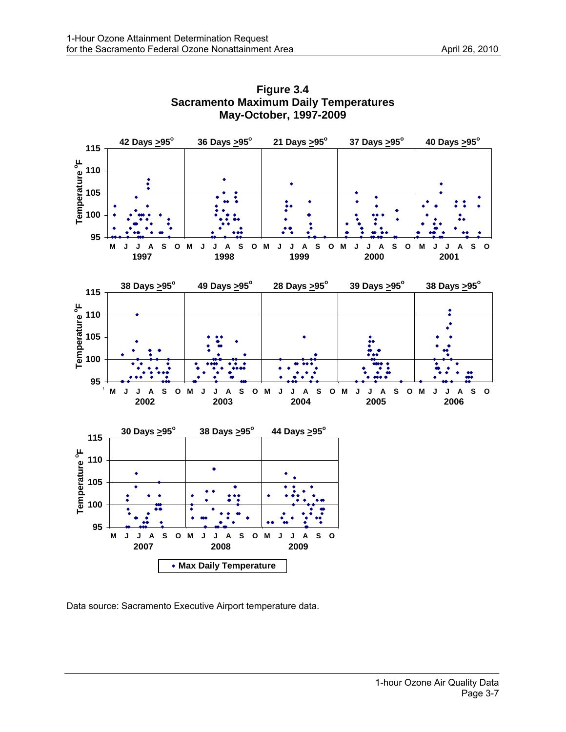**Figure 3.4**
**Sacramento Maximum Daily Temperatures**
**May-October, 1997-2009**

| Year | Days ≥95° |
|---|---|
| 1997 | 42 |
| 1998 | 36 |
| 1999 | 21 |
| 2000 | 37 |
| 2001 | 40 |
| 2002 | 38 |
| 2003 | 49 |
| 2004 | 28 |
| 2005 | 39 |
| 2006 | 38 |
| 2007 | 30 |
| 2008 | 38 |
| 2009 | 44 |

Temperature °F (95–115); months M J J A S O

◆ Max Daily Temperature

Data source: Sacramento Executive Airport temperature data.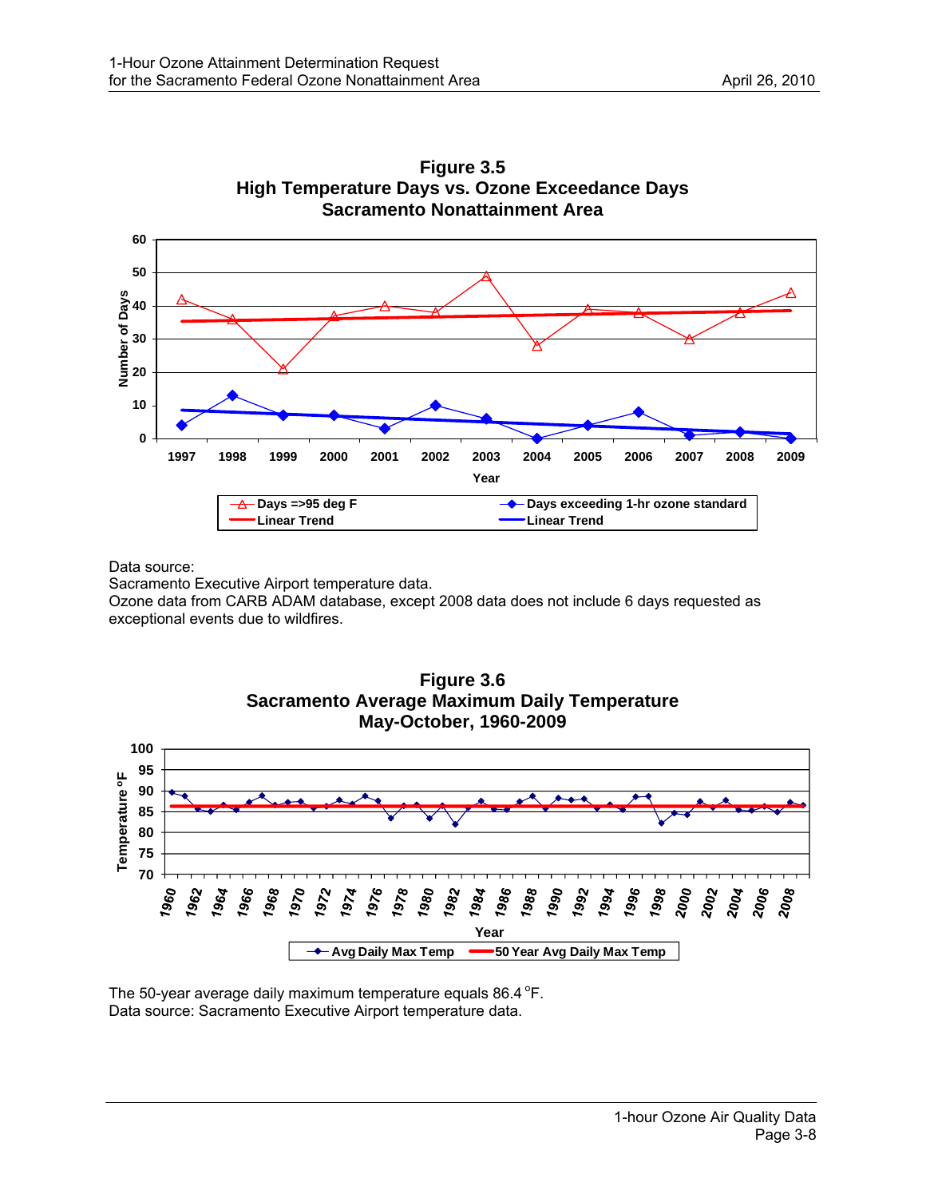**Figure 3.5**
**High Temperature Days vs. Ozone Exceedance Days**
**Sacramento Nonattainment Area**

Data source:
Sacramento Executive Airport temperature data.
Ozone data from CARB ADAM database, except 2008 data does not include 6 days requested as exceptional events due to wildfires.

**Figure 3.6**
**Sacramento Average Maximum Daily Temperature**
**May-October, 1960-2009**

The 50-year average daily maximum temperature equals 86.4 °F.
Data source: Sacramento Executive Airport temperature data.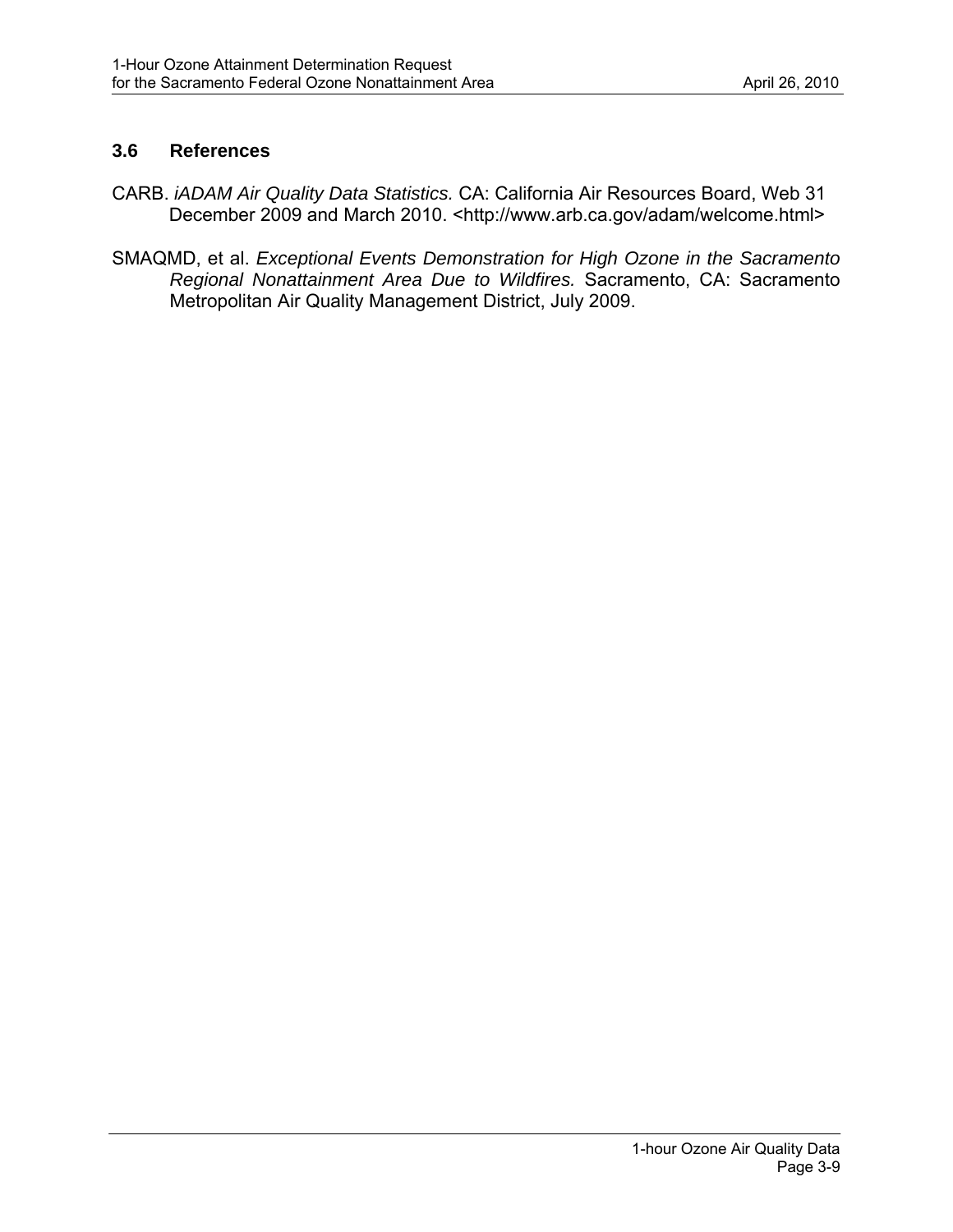### 3.6 References

CARB. *iADAM Air Quality Data Statistics.* CA: California Air Resources Board, Web 31 December 2009 and March 2010. <http://www.arb.ca.gov/adam/welcome.html>

SMAQMD, et al. *Exceptional Events Demonstration for High Ozone in the Sacramento Regional Nonattainment Area Due to Wildfires.* Sacramento, CA: Sacramento Metropolitan Air Quality Management District, July 2009.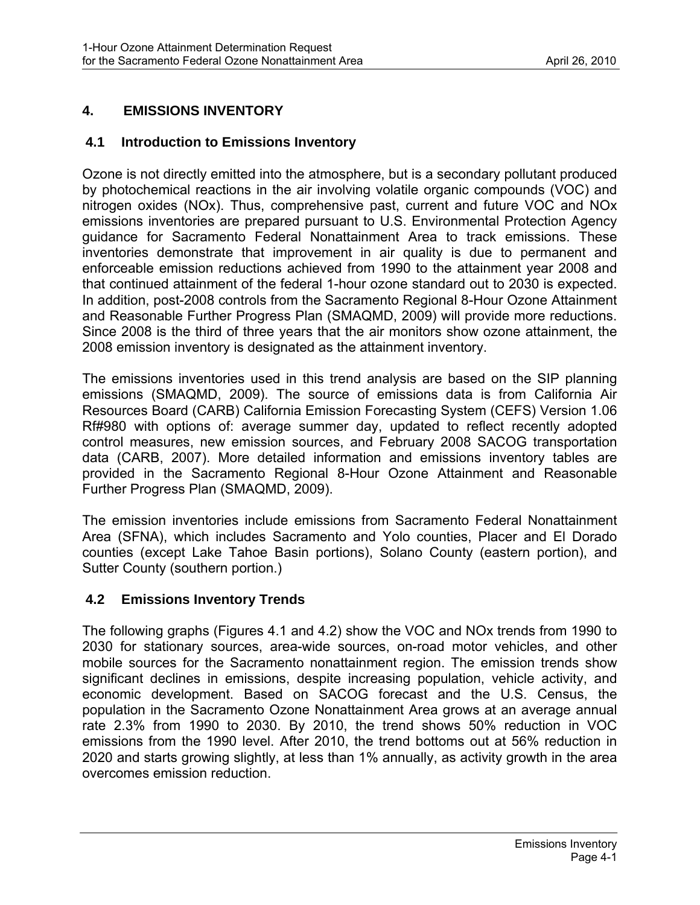## 4. EMISSIONS INVENTORY

### 4.1 Introduction to Emissions Inventory

Ozone is not directly emitted into the atmosphere, but is a secondary pollutant produced by photochemical reactions in the air involving volatile organic compounds (VOC) and nitrogen oxides (NOx). Thus, comprehensive past, current and future VOC and NOx emissions inventories are prepared pursuant to U.S. Environmental Protection Agency guidance for Sacramento Federal Nonattainment Area to track emissions. These inventories demonstrate that improvement in air quality is due to permanent and enforceable emission reductions achieved from 1990 to the attainment year 2008 and that continued attainment of the federal 1-hour ozone standard out to 2030 is expected. In addition, post-2008 controls from the Sacramento Regional 8-Hour Ozone Attainment and Reasonable Further Progress Plan (SMAQMD, 2009) will provide more reductions. Since 2008 is the third of three years that the air monitors show ozone attainment, the 2008 emission inventory is designated as the attainment inventory.

The emissions inventories used in this trend analysis are based on the SIP planning emissions (SMAQMD, 2009). The source of emissions data is from California Air Resources Board (CARB) California Emission Forecasting System (CEFS) Version 1.06 Rf#980 with options of: average summer day, updated to reflect recently adopted control measures, new emission sources, and February 2008 SACOG transportation data (CARB, 2007). More detailed information and emissions inventory tables are provided in the Sacramento Regional 8-Hour Ozone Attainment and Reasonable Further Progress Plan (SMAQMD, 2009).

The emission inventories include emissions from Sacramento Federal Nonattainment Area (SFNA), which includes Sacramento and Yolo counties, Placer and El Dorado counties (except Lake Tahoe Basin portions), Solano County (eastern portion), and Sutter County (southern portion.)

### 4.2 Emissions Inventory Trends

The following graphs (Figures 4.1 and 4.2) show the VOC and NOx trends from 1990 to 2030 for stationary sources, area-wide sources, on-road motor vehicles, and other mobile sources for the Sacramento nonattainment region. The emission trends show significant declines in emissions, despite increasing population, vehicle activity, and economic development. Based on SACOG forecast and the U.S. Census, the population in the Sacramento Ozone Nonattainment Area grows at an average annual rate 2.3% from 1990 to 2030. By 2010, the trend shows 50% reduction in VOC emissions from the 1990 level. After 2010, the trend bottoms out at 56% reduction in 2020 and starts growing slightly, at less than 1% annually, as activity growth in the area overcomes emission reduction.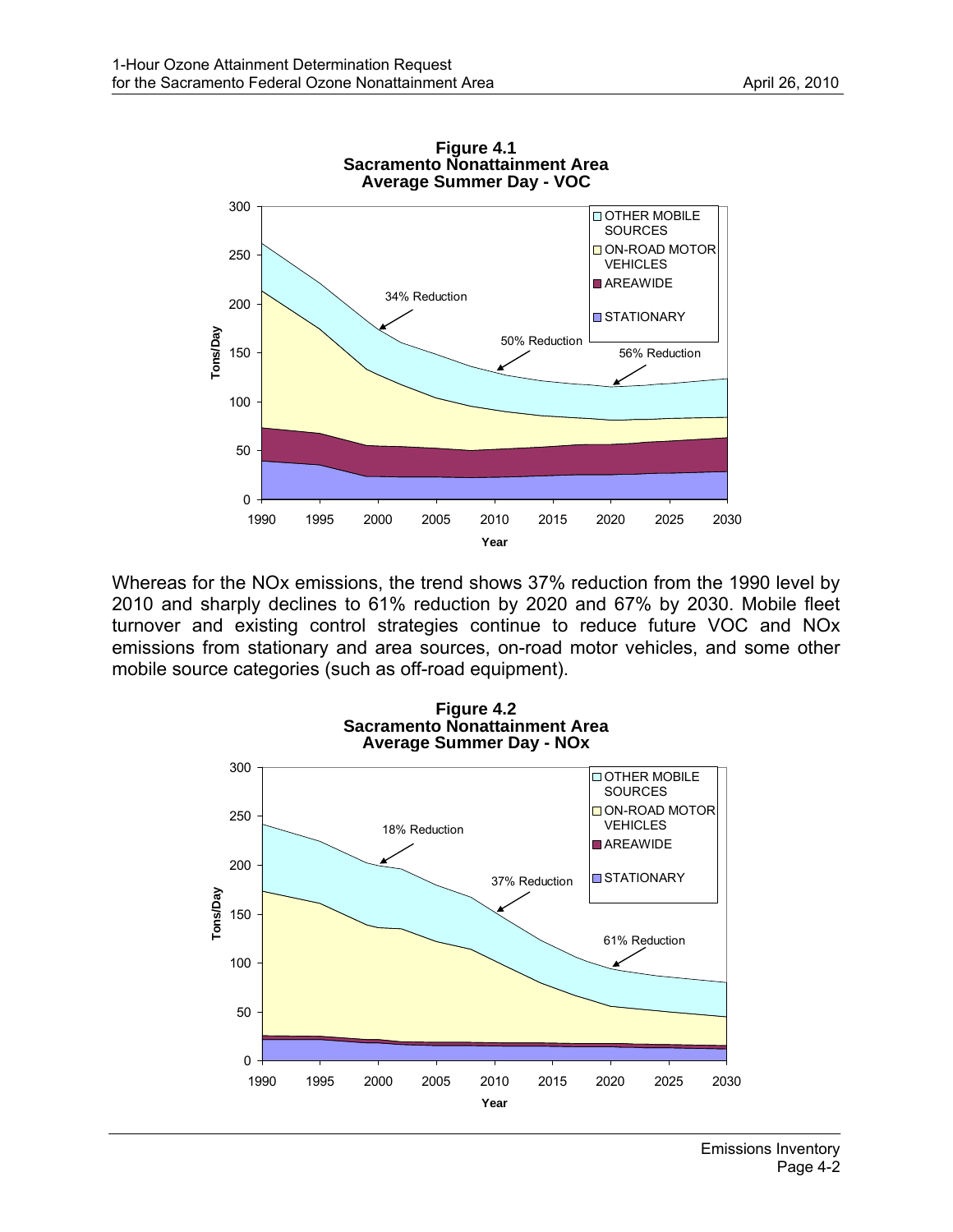**Figure 4.1**
**Sacramento Nonattainment Area**
**Average Summer Day - VOC**

Whereas for the NOx emissions, the trend shows 37% reduction from the 1990 level by 2010 and sharply declines to 61% reduction by 2020 and 67% by 2030. Mobile fleet turnover and existing control strategies continue to reduce future VOC and NOx emissions from stationary and area sources, on-road motor vehicles, and some other mobile source categories (such as off-road equipment).

**Figure 4.2**
**Sacramento Nonattainment Area**
**Average Summer Day - NOx**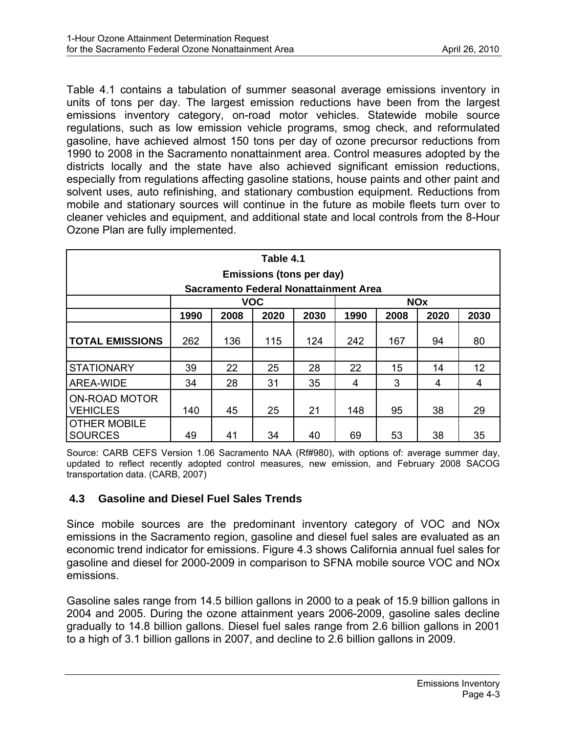Table 4.1 contains a tabulation of summer seasonal average emissions inventory in units of tons per day. The largest emission reductions have been from the largest emissions inventory category, on-road motor vehicles. Statewide mobile source regulations, such as low emission vehicle programs, smog check, and reformulated gasoline, have achieved almost 150 tons per day of ozone precursor reductions from 1990 to 2008 in the Sacramento nonattainment area. Control measures adopted by the districts locally and the state have also achieved significant emission reductions, especially from regulations affecting gasoline stations, house paints and other paint and solvent uses, auto refinishing, and stationary combustion equipment. Reductions from mobile and stationary sources will continue in the future as mobile fleets turn over to cleaner vehicles and equipment, and additional state and local controls from the 8-Hour Ozone Plan are fully implemented.

**Table 4.1**
**Emissions (tons per day)**
**Sacramento Federal Nonattainment Area**

| | VOC | | | | NOx | | | |
|---|---|---|---|---|---|---|---|---|
| | 1990 | 2008 | 2020 | 2030 | 1990 | 2008 | 2020 | 2030 |
| **TOTAL EMISSIONS** | 262 | 136 | 115 | 124 | 242 | 167 | 94 | 80 |
| | | | | | | | | |
| STATIONARY | 39 | 22 | 25 | 28 | 22 | 15 | 14 | 12 |
| AREA-WIDE | 34 | 28 | 31 | 35 | 4 | 3 | 4 | 4 |
| ON-ROAD MOTOR VEHICLES | 140 | 45 | 25 | 21 | 148 | 95 | 38 | 29 |
| OTHER MOBILE SOURCES | 49 | 41 | 34 | 40 | 69 | 53 | 38 | 35 |

Source: CARB CEFS Version 1.06 Sacramento NAA (Rf#980), with options of: average summer day, updated to reflect recently adopted control measures, new emission, and February 2008 SACOG transportation data. (CARB, 2007)

## 4.3 Gasoline and Diesel Fuel Sales Trends

Since mobile sources are the predominant inventory category of VOC and NOx emissions in the Sacramento region, gasoline and diesel fuel sales are evaluated as an economic trend indicator for emissions. Figure 4.3 shows California annual fuel sales for gasoline and diesel for 2000-2009 in comparison to SFNA mobile source VOC and NOx emissions.

Gasoline sales range from 14.5 billion gallons in 2000 to a peak of 15.9 billion gallons in 2004 and 2005. During the ozone attainment years 2006-2009, gasoline sales decline gradually to 14.8 billion gallons. Diesel fuel sales range from 2.6 billion gallons in 2001 to a high of 3.1 billion gallons in 2007, and decline to 2.6 billion gallons in 2009.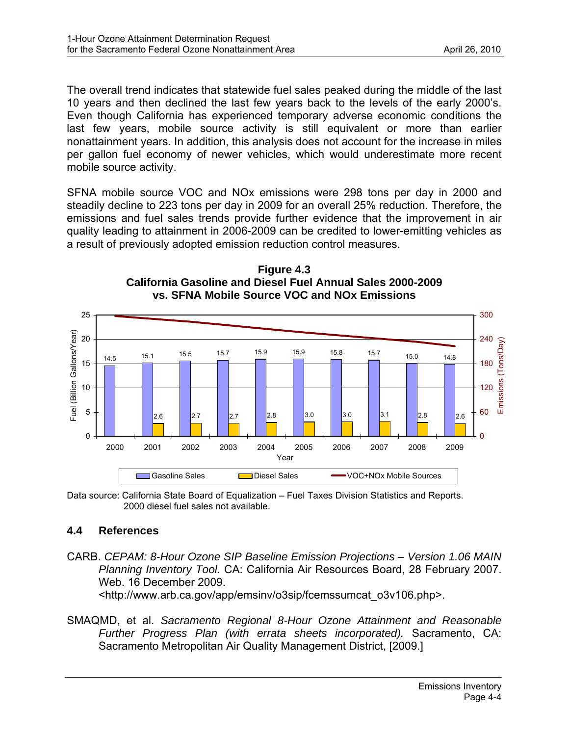The overall trend indicates that statewide fuel sales peaked during the middle of the last 10 years and then declined the last few years back to the levels of the early 2000's. Even though California has experienced temporary adverse economic conditions the last few years, mobile source activity is still equivalent or more than earlier nonattainment years. In addition, this analysis does not account for the increase in miles per gallon fuel economy of newer vehicles, which would underestimate more recent mobile source activity.

SFNA mobile source VOC and NOx emissions were 298 tons per day in 2000 and steadily decline to 223 tons per day in 2009 for an overall 25% reduction. Therefore, the emissions and fuel sales trends provide further evidence that the improvement in air quality leading to attainment in 2006-2009 can be credited to lower-emitting vehicles as a result of previously adopted emission reduction control measures.

**Figure 4.3**
**California Gasoline and Diesel Fuel Annual Sales 2000-2009 vs. SFNA Mobile Source VOC and NOx Emissions**

| Year | Gasoline Sales (Billion Gallons/Year) | Diesel Sales (Billion Gallons/Year) |
|---|---|---|
| 2000 | 14.5 | |
| 2001 | 15.1 | 2.6 |
| 2002 | 15.5 | 2.7 |
| 2003 | 15.7 | 2.7 |
| 2004 | 15.9 | 2.8 |
| 2005 | 15.9 | 3.0 |
| 2006 | 15.8 | 3.0 |
| 2007 | 15.7 | 3.1 |
| 2008 | 15.0 | 2.8 |
| 2009 | 14.8 | 2.6 |

Data source: California State Board of Equalization – Fuel Taxes Division Statistics and Reports. 2000 diesel fuel sales not available.

## 4.4 References

CARB. *CEPAM: 8-Hour Ozone SIP Baseline Emission Projections – Version 1.06 MAIN Planning Inventory Tool.* CA: California Air Resources Board, 28 February 2007. Web. 16 December 2009. <http://www.arb.ca.gov/app/emsinv/o3sip/fcemssumcat_o3v106.php>.

SMAQMD, et al. *Sacramento Regional 8-Hour Ozone Attainment and Reasonable Further Progress Plan (with errata sheets incorporated).* Sacramento, CA: Sacramento Metropolitan Air Quality Management District, [2009.]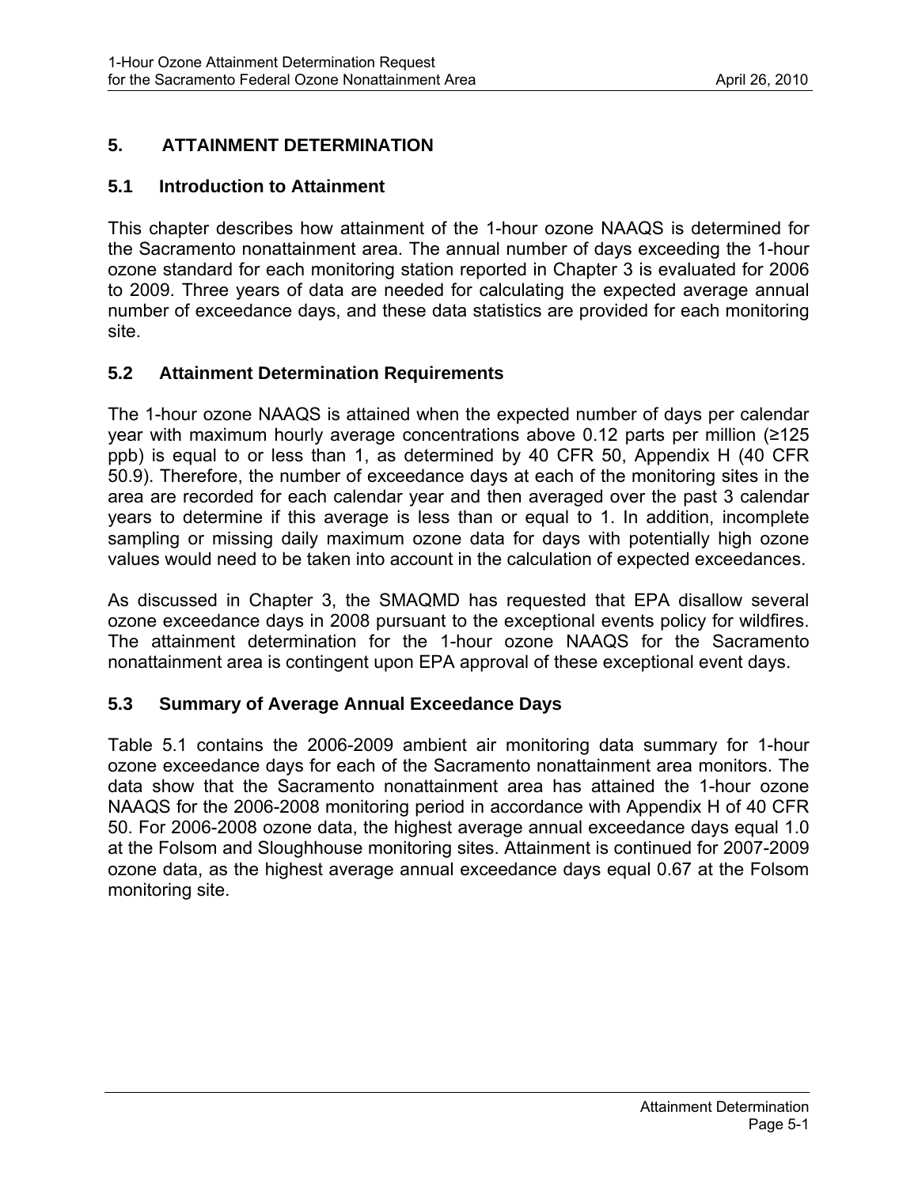# 5. ATTAINMENT DETERMINATION

## 5.1 Introduction to Attainment

This chapter describes how attainment of the 1-hour ozone NAAQS is determined for the Sacramento nonattainment area. The annual number of days exceeding the 1-hour ozone standard for each monitoring station reported in Chapter 3 is evaluated for 2006 to 2009. Three years of data are needed for calculating the expected average annual number of exceedance days, and these data statistics are provided for each monitoring site.

## 5.2 Attainment Determination Requirements

The 1-hour ozone NAAQS is attained when the expected number of days per calendar year with maximum hourly average concentrations above 0.12 parts per million (≥125 ppb) is equal to or less than 1, as determined by 40 CFR 50, Appendix H (40 CFR 50.9). Therefore, the number of exceedance days at each of the monitoring sites in the area are recorded for each calendar year and then averaged over the past 3 calendar years to determine if this average is less than or equal to 1. In addition, incomplete sampling or missing daily maximum ozone data for days with potentially high ozone values would need to be taken into account in the calculation of expected exceedances.

As discussed in Chapter 3, the SMAQMD has requested that EPA disallow several ozone exceedance days in 2008 pursuant to the exceptional events policy for wildfires. The attainment determination for the 1-hour ozone NAAQS for the Sacramento nonattainment area is contingent upon EPA approval of these exceptional event days.

## 5.3 Summary of Average Annual Exceedance Days

Table 5.1 contains the 2006-2009 ambient air monitoring data summary for 1-hour ozone exceedance days for each of the Sacramento nonattainment area monitors. The data show that the Sacramento nonattainment area has attained the 1-hour ozone NAAQS for the 2006-2008 monitoring period in accordance with Appendix H of 40 CFR 50. For 2006-2008 ozone data, the highest average annual exceedance days equal 1.0 at the Folsom and Sloughhouse monitoring sites. Attainment is continued for 2007-2009 ozone data, as the highest average annual exceedance days equal 0.67 at the Folsom monitoring site.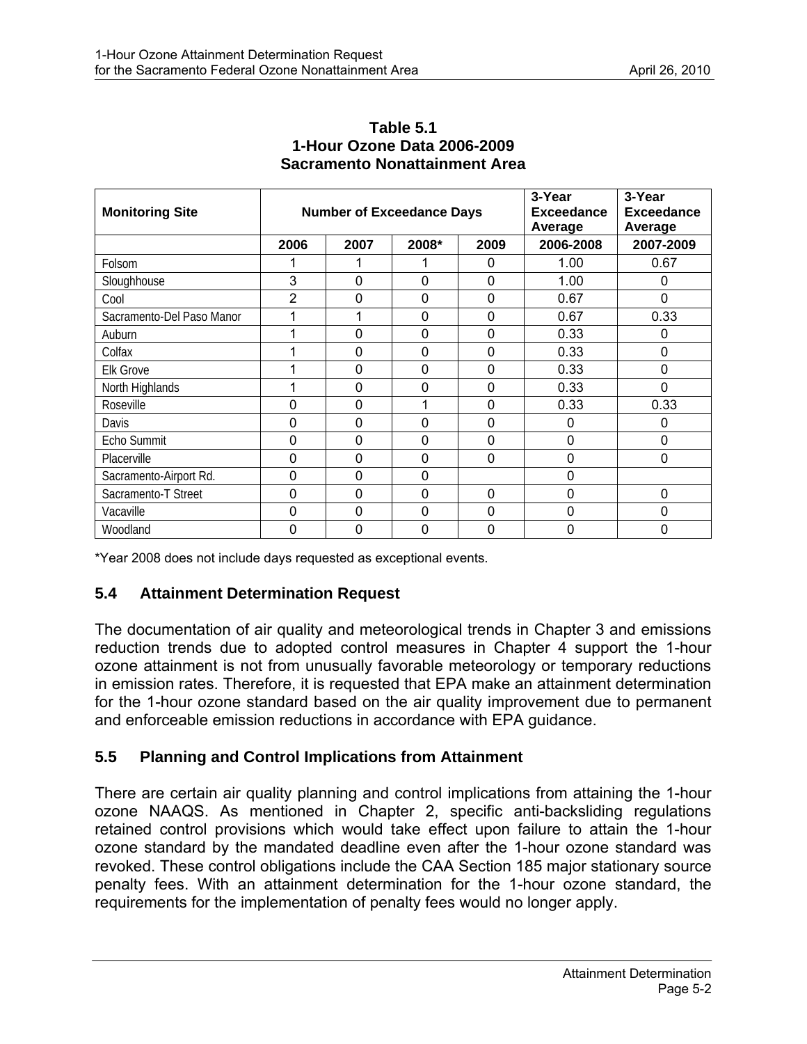**Table 5.1**
**1-Hour Ozone Data 2006-2009**
**Sacramento Nonattainment Area**

| Monitoring Site | Number of Exceedance Days | | | | 3-Year Exceedance Average | 3-Year Exceedance Average |
|---|---|---|---|---|---|---|
| | 2006 | 2007 | 2008* | 2009 | 2006-2008 | 2007-2009 |
| Folsom | 1 | 1 | 1 | 0 | 1.00 | 0.67 |
| Sloughhouse | 3 | 0 | 0 | 0 | 1.00 | 0 |
| Cool | 2 | 0 | 0 | 0 | 0.67 | 0 |
| Sacramento-Del Paso Manor | 1 | 1 | 0 | 0 | 0.67 | 0.33 |
| Auburn | 1 | 0 | 0 | 0 | 0.33 | 0 |
| Colfax | 1 | 0 | 0 | 0 | 0.33 | 0 |
| Elk Grove | 1 | 0 | 0 | 0 | 0.33 | 0 |
| North Highlands | 1 | 0 | 0 | 0 | 0.33 | 0 |
| Roseville | 0 | 0 | 1 | 0 | 0.33 | 0.33 |
| Davis | 0 | 0 | 0 | 0 | 0 | 0 |
| Echo Summit | 0 | 0 | 0 | 0 | 0 | 0 |
| Placerville | 0 | 0 | 0 | 0 | 0 | 0 |
| Sacramento-Airport Rd. | 0 | 0 | 0 | | 0 | |
| Sacramento-T Street | 0 | 0 | 0 | 0 | 0 | 0 |
| Vacaville | 0 | 0 | 0 | 0 | 0 | 0 |
| Woodland | 0 | 0 | 0 | 0 | 0 | 0 |

*Year 2008 does not include days requested as exceptional events.

## 5.4 Attainment Determination Request

The documentation of air quality and meteorological trends in Chapter 3 and emissions reduction trends due to adopted control measures in Chapter 4 support the 1-hour ozone attainment is not from unusually favorable meteorology or temporary reductions in emission rates. Therefore, it is requested that EPA make an attainment determination for the 1-hour ozone standard based on the air quality improvement due to permanent and enforceable emission reductions in accordance with EPA guidance.

## 5.5 Planning and Control Implications from Attainment

There are certain air quality planning and control implications from attaining the 1-hour ozone NAAQS. As mentioned in Chapter 2, specific anti-backsliding regulations retained control provisions which would take effect upon failure to attain the 1-hour ozone standard by the mandated deadline even after the 1-hour ozone standard was revoked. These control obligations include the CAA Section 185 major stationary source penalty fees. With an attainment determination for the 1-hour ozone standard, the requirements for the implementation of penalty fees would no longer apply.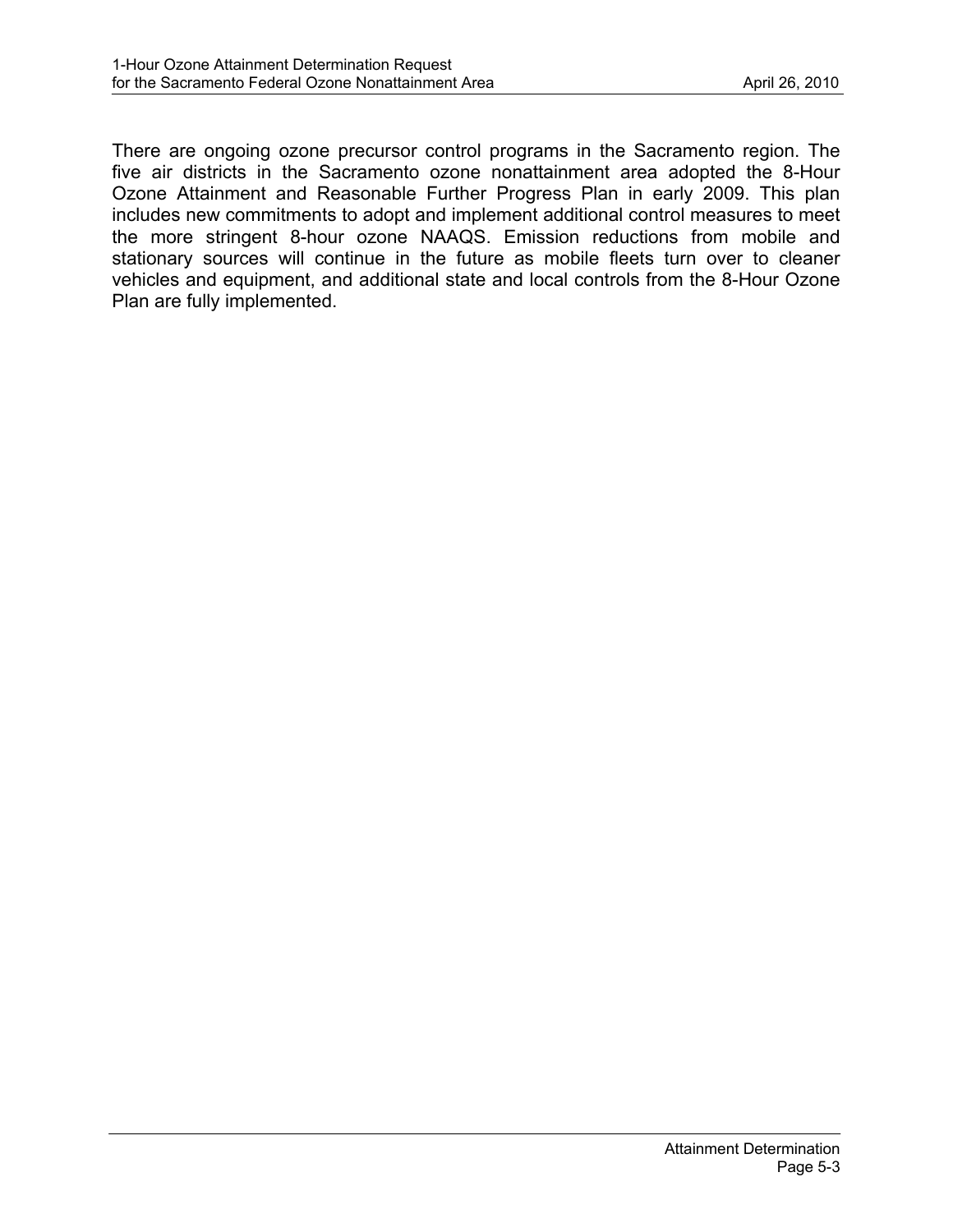There are ongoing ozone precursor control programs in the Sacramento region. The five air districts in the Sacramento ozone nonattainment area adopted the 8-Hour Ozone Attainment and Reasonable Further Progress Plan in early 2009. This plan includes new commitments to adopt and implement additional control measures to meet the more stringent 8-hour ozone NAAQS. Emission reductions from mobile and stationary sources will continue in the future as mobile fleets turn over to cleaner vehicles and equipment, and additional state and local controls from the 8-Hour Ozone Plan are fully implemented.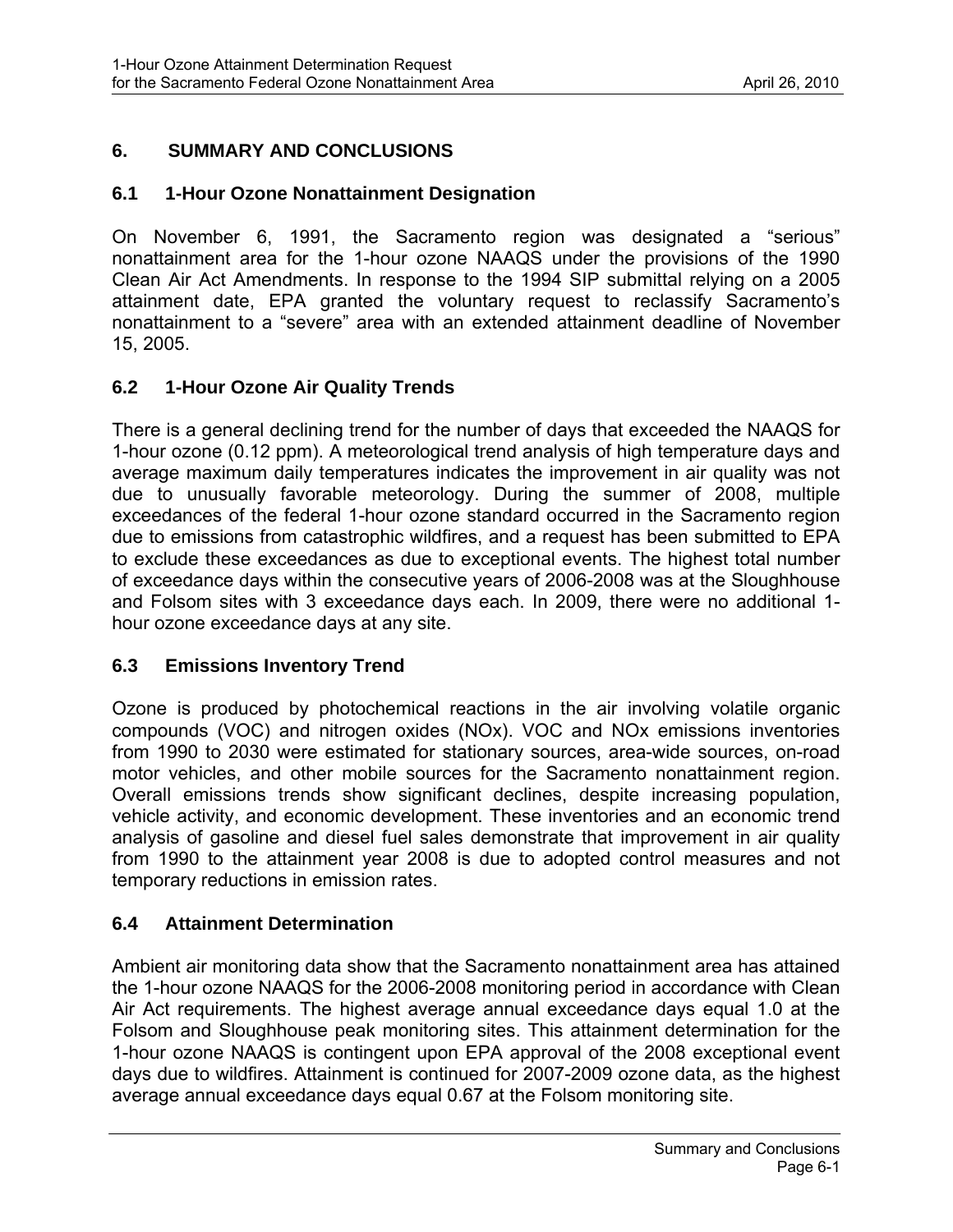# 6. SUMMARY AND CONCLUSIONS

## 6.1 1-Hour Ozone Nonattainment Designation

On November 6, 1991, the Sacramento region was designated a "serious" nonattainment area for the 1-hour ozone NAAQS under the provisions of the 1990 Clean Air Act Amendments. In response to the 1994 SIP submittal relying on a 2005 attainment date, EPA granted the voluntary request to reclassify Sacramento's nonattainment to a "severe" area with an extended attainment deadline of November 15, 2005.

## 6.2 1-Hour Ozone Air Quality Trends

There is a general declining trend for the number of days that exceeded the NAAQS for 1-hour ozone (0.12 ppm). A meteorological trend analysis of high temperature days and average maximum daily temperatures indicates the improvement in air quality was not due to unusually favorable meteorology. During the summer of 2008, multiple exceedances of the federal 1-hour ozone standard occurred in the Sacramento region due to emissions from catastrophic wildfires, and a request has been submitted to EPA to exclude these exceedances as due to exceptional events. The highest total number of exceedance days within the consecutive years of 2006-2008 was at the Sloughhouse and Folsom sites with 3 exceedance days each. In 2009, there were no additional 1-hour ozone exceedance days at any site.

## 6.3 Emissions Inventory Trend

Ozone is produced by photochemical reactions in the air involving volatile organic compounds (VOC) and nitrogen oxides (NOx). VOC and NOx emissions inventories from 1990 to 2030 were estimated for stationary sources, area-wide sources, on-road motor vehicles, and other mobile sources for the Sacramento nonattainment region. Overall emissions trends show significant declines, despite increasing population, vehicle activity, and economic development. These inventories and an economic trend analysis of gasoline and diesel fuel sales demonstrate that improvement in air quality from 1990 to the attainment year 2008 is due to adopted control measures and not temporary reductions in emission rates.

## 6.4 Attainment Determination

Ambient air monitoring data show that the Sacramento nonattainment area has attained the 1-hour ozone NAAQS for the 2006-2008 monitoring period in accordance with Clean Air Act requirements. The highest average annual exceedance days equal 1.0 at the Folsom and Sloughhouse peak monitoring sites. This attainment determination for the 1-hour ozone NAAQS is contingent upon EPA approval of the 2008 exceptional event days due to wildfires. Attainment is continued for 2007-2009 ozone data, as the highest average annual exceedance days equal 0.67 at the Folsom monitoring site.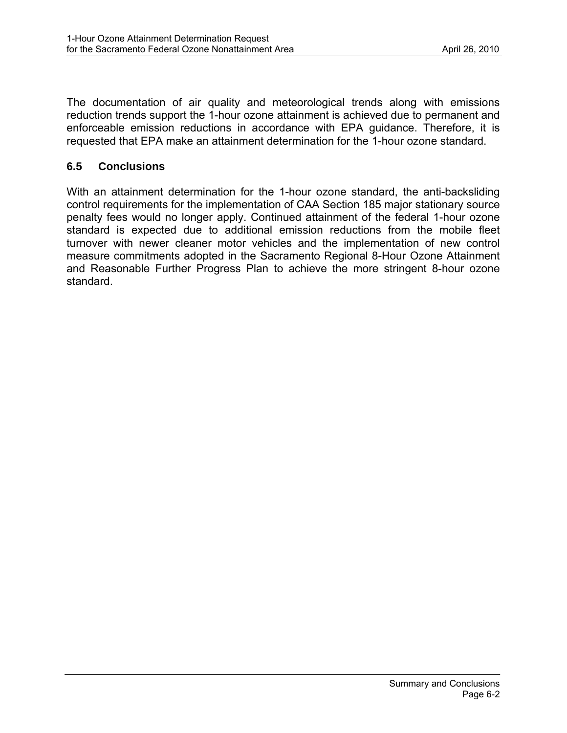The documentation of air quality and meteorological trends along with emissions reduction trends support the 1-hour ozone attainment is achieved due to permanent and enforceable emission reductions in accordance with EPA guidance. Therefore, it is requested that EPA make an attainment determination for the 1-hour ozone standard.

### 6.5 Conclusions

With an attainment determination for the 1-hour ozone standard, the anti-backsliding control requirements for the implementation of CAA Section 185 major stationary source penalty fees would no longer apply. Continued attainment of the federal 1-hour ozone standard is expected due to additional emission reductions from the mobile fleet turnover with newer cleaner motor vehicles and the implementation of new control measure commitments adopted in the Sacramento Regional 8-Hour Ozone Attainment and Reasonable Further Progress Plan to achieve the more stringent 8-hour ozone standard.